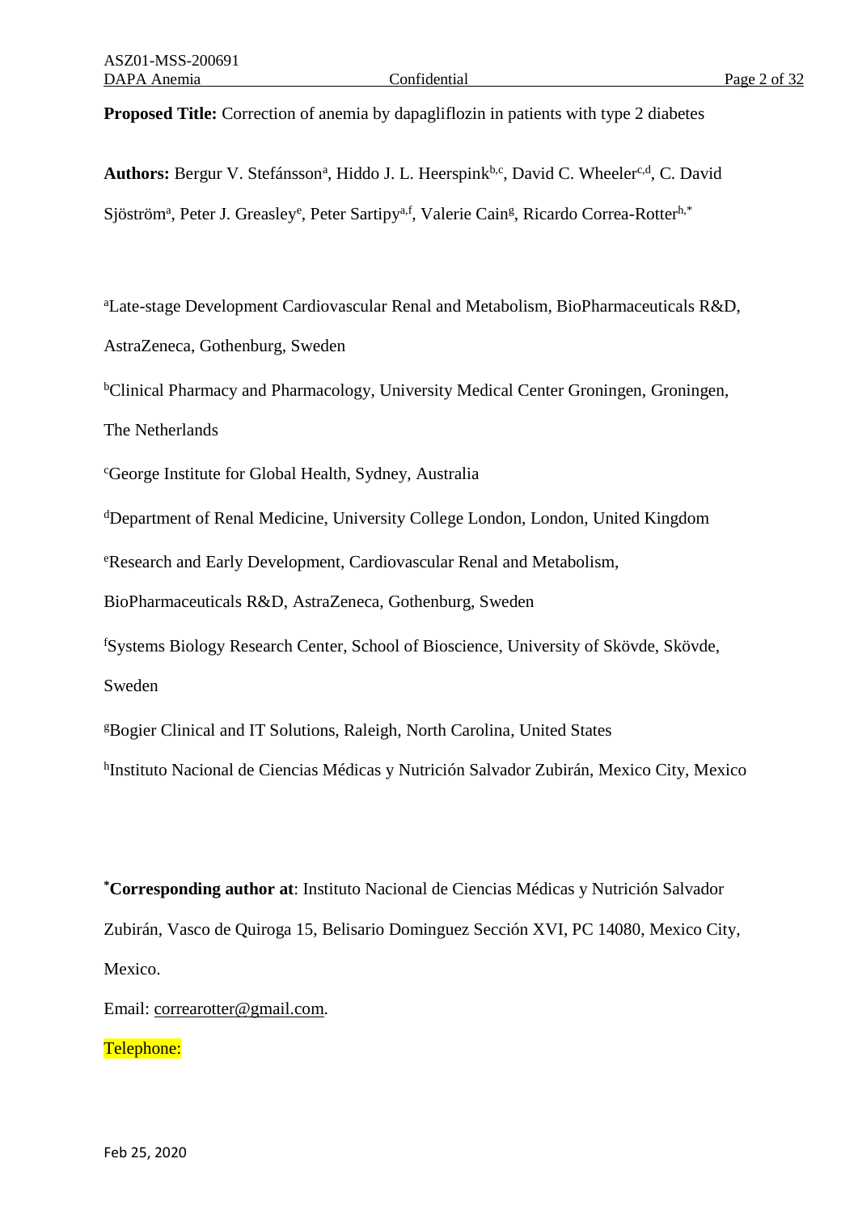**Proposed Title:** Correction of anemia by dapagliflozin in patients with type 2 diabetes

**Authors:** Bergur V. Stefánsson[a], Hiddo J. L. Heerspink[b,c], David C. Wheeler[c,d], C. David Sjöström[a], Peter J. Greasley[e], Peter Sartipy[a,f], Valerie Cain[g], Ricardo Correa-Rotter[h,*]

[a]Late-stage Development Cardiovascular Renal and Metabolism, BioPharmaceuticals R&D, AstraZeneca, Gothenburg, Sweden

[b]Clinical Pharmacy and Pharmacology, University Medical Center Groningen, Groningen, The Netherlands

[c]George Institute for Global Health, Sydney, Australia

[d]Department of Renal Medicine, University College London, London, United Kingdom

[e]Research and Early Development, Cardiovascular Renal and Metabolism, BioPharmaceuticals R&D, AstraZeneca, Gothenburg, Sweden

[f]Systems Biology Research Center, School of Bioscience, University of Skövde, Skövde, Sweden

[g]Bogier Clinical and IT Solutions, Raleigh, North Carolina, United States

[h]Instituto Nacional de Ciencias Médicas y Nutrición Salvador Zubirán, Mexico City, Mexico

[*]**Corresponding author at**: Instituto Nacional de Ciencias Médicas y Nutrición Salvador Zubirán, Vasco de Quiroga 15, Belisario Dominguez Sección XVI, PC 14080, Mexico City, Mexico.

Email: correarotter@gmail.com.

Telephone: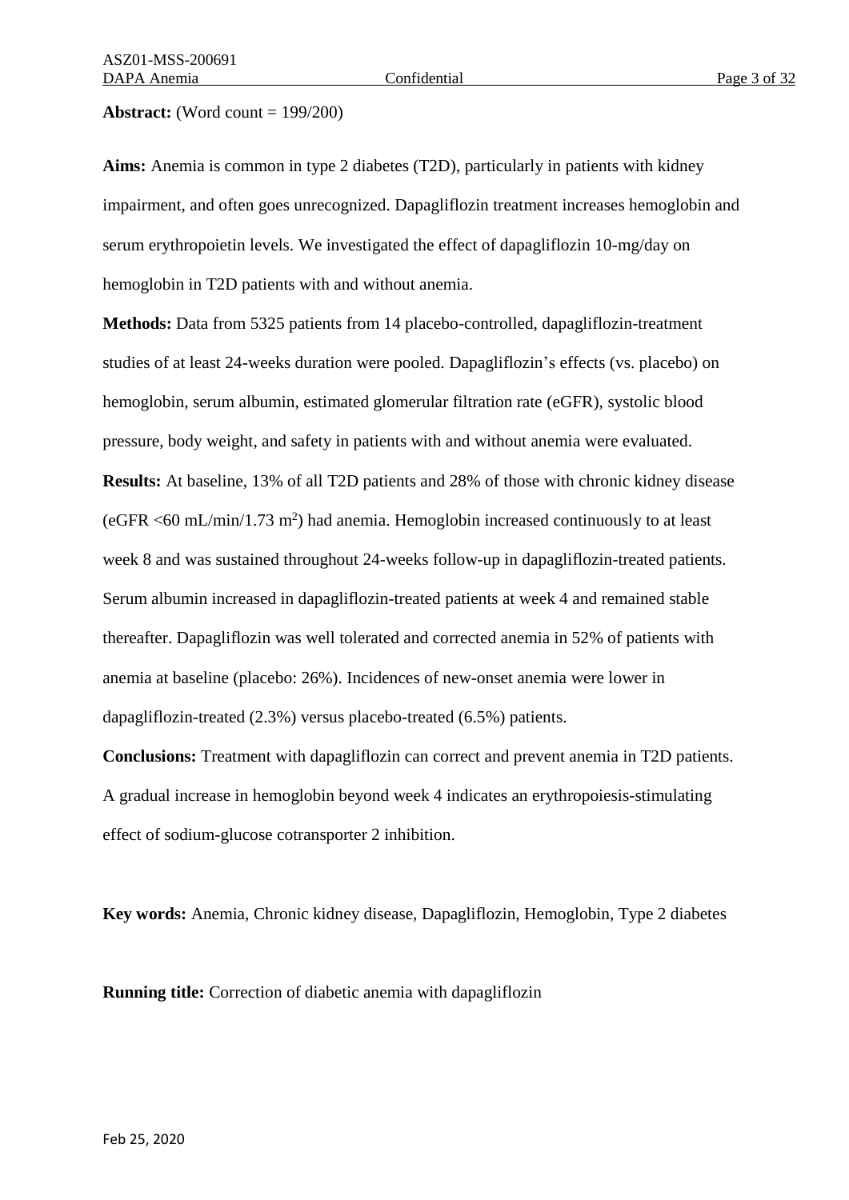**Abstract:** (Word count = 199/200)

**Aims:** Anemia is common in type 2 diabetes (T2D), particularly in patients with kidney impairment, and often goes unrecognized. Dapagliflozin treatment increases hemoglobin and serum erythropoietin levels. We investigated the effect of dapagliflozin 10-mg/day on hemoglobin in T2D patients with and without anemia.

**Methods:** Data from 5325 patients from 14 placebo-controlled, dapagliflozin-treatment studies of at least 24-weeks duration were pooled. Dapagliflozin's effects (vs. placebo) on hemoglobin, serum albumin, estimated glomerular filtration rate (eGFR), systolic blood pressure, body weight, and safety in patients with and without anemia were evaluated.

**Results:** At baseline, 13% of all T2D patients and 28% of those with chronic kidney disease (eGFR <60 mL/min/1.73 $m^2$) had anemia. Hemoglobin increased continuously to at least week 8 and was sustained throughout 24-weeks follow-up in dapagliflozin-treated patients. Serum albumin increased in dapagliflozin-treated patients at week 4 and remained stable thereafter. Dapagliflozin was well tolerated and corrected anemia in 52% of patients with anemia at baseline (placebo: 26%). Incidences of new-onset anemia were lower in dapagliflozin-treated (2.3%) versus placebo-treated (6.5%) patients.

**Conclusions:** Treatment with dapagliflozin can correct and prevent anemia in T2D patients. A gradual increase in hemoglobin beyond week 4 indicates an erythropoiesis-stimulating effect of sodium-glucose cotransporter 2 inhibition.

**Key words:** Anemia, Chronic kidney disease, Dapagliflozin, Hemoglobin, Type 2 diabetes

**Running title:** Correction of diabetic anemia with dapagliflozin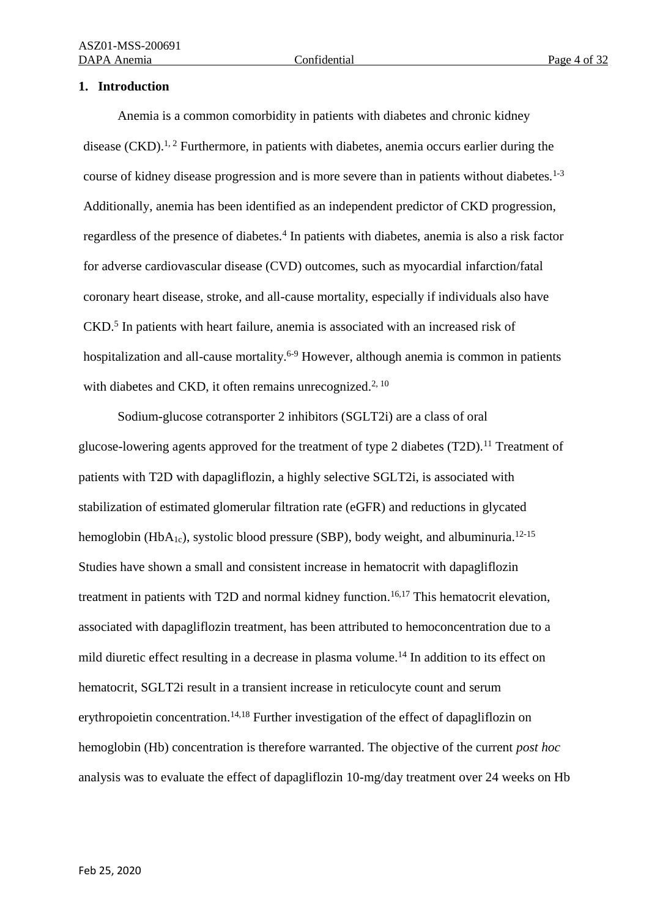## 1. Introduction

Anemia is a common comorbidity in patients with diabetes and chronic kidney disease (CKD).[1, 2] Furthermore, in patients with diabetes, anemia occurs earlier during the course of kidney disease progression and is more severe than in patients without diabetes.[1-3] Additionally, anemia has been identified as an independent predictor of CKD progression, regardless of the presence of diabetes.[4] In patients with diabetes, anemia is also a risk factor for adverse cardiovascular disease (CVD) outcomes, such as myocardial infarction/fatal coronary heart disease, stroke, and all-cause mortality, especially if individuals also have CKD.[5] In patients with heart failure, anemia is associated with an increased risk of hospitalization and all-cause mortality.[6-9] However, although anemia is common in patients with diabetes and CKD, it often remains unrecognized.[2, 10]

Sodium-glucose cotransporter 2 inhibitors (SGLT2i) are a class of oral glucose-lowering agents approved for the treatment of type 2 diabetes (T2D).[11] Treatment of patients with T2D with dapagliflozin, a highly selective SGLT2i, is associated with stabilization of estimated glomerular filtration rate (eGFR) and reductions in glycated hemoglobin ($HbA_{1c}$), systolic blood pressure (SBP), body weight, and albuminuria.[12-15] Studies have shown a small and consistent increase in hematocrit with dapagliflozin treatment in patients with T2D and normal kidney function.[16,17] This hematocrit elevation, associated with dapagliflozin treatment, has been attributed to hemoconcentration due to a mild diuretic effect resulting in a decrease in plasma volume.[14] In addition to its effect on hematocrit, SGLT2i result in a transient increase in reticulocyte count and serum erythropoietin concentration.[14,18] Further investigation of the effect of dapagliflozin on hemoglobin (Hb) concentration is therefore warranted. The objective of the current *post hoc* analysis was to evaluate the effect of dapagliflozin 10-mg/day treatment over 24 weeks on Hb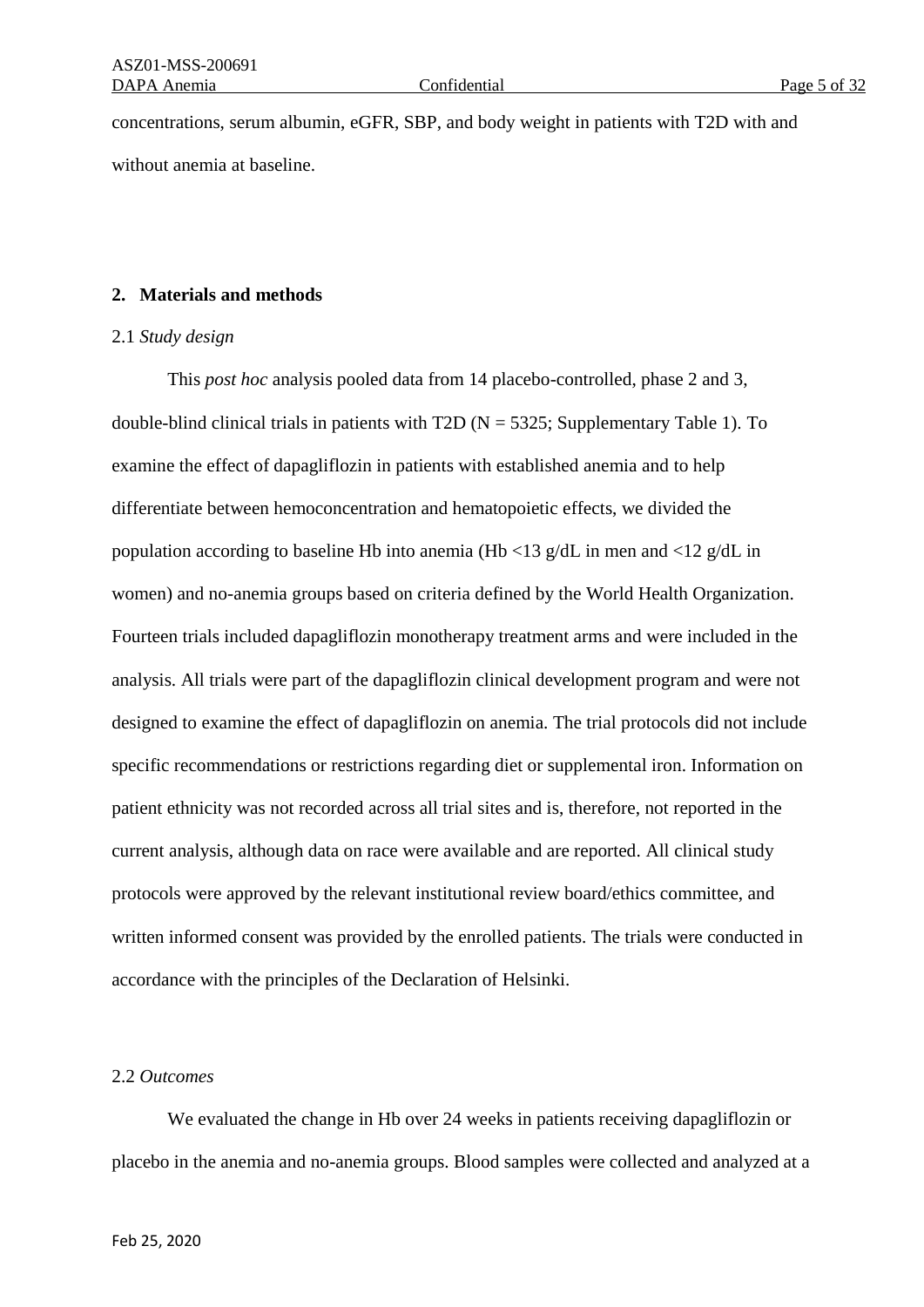concentrations, serum albumin, eGFR, SBP, and body weight in patients with T2D with and without anemia at baseline.

## 2. Materials and methods

### 2.1 *Study design*

This *post hoc* analysis pooled data from 14 placebo-controlled, phase 2 and 3, double-blind clinical trials in patients with T2D (N = 5325; Supplementary Table 1). To examine the effect of dapagliflozin in patients with established anemia and to help differentiate between hemoconcentration and hematopoietic effects, we divided the population according to baseline Hb into anemia (Hb <13 g/dL in men and <12 g/dL in women) and no-anemia groups based on criteria defined by the World Health Organization. Fourteen trials included dapagliflozin monotherapy treatment arms and were included in the analysis. All trials were part of the dapagliflozin clinical development program and were not designed to examine the effect of dapagliflozin on anemia. The trial protocols did not include specific recommendations or restrictions regarding diet or supplemental iron. Information on patient ethnicity was not recorded across all trial sites and is, therefore, not reported in the current analysis, although data on race were available and are reported. All clinical study protocols were approved by the relevant institutional review board/ethics committee, and written informed consent was provided by the enrolled patients. The trials were conducted in accordance with the principles of the Declaration of Helsinki.

### 2.2 *Outcomes*

We evaluated the change in Hb over 24 weeks in patients receiving dapagliflozin or placebo in the anemia and no-anemia groups. Blood samples were collected and analyzed at a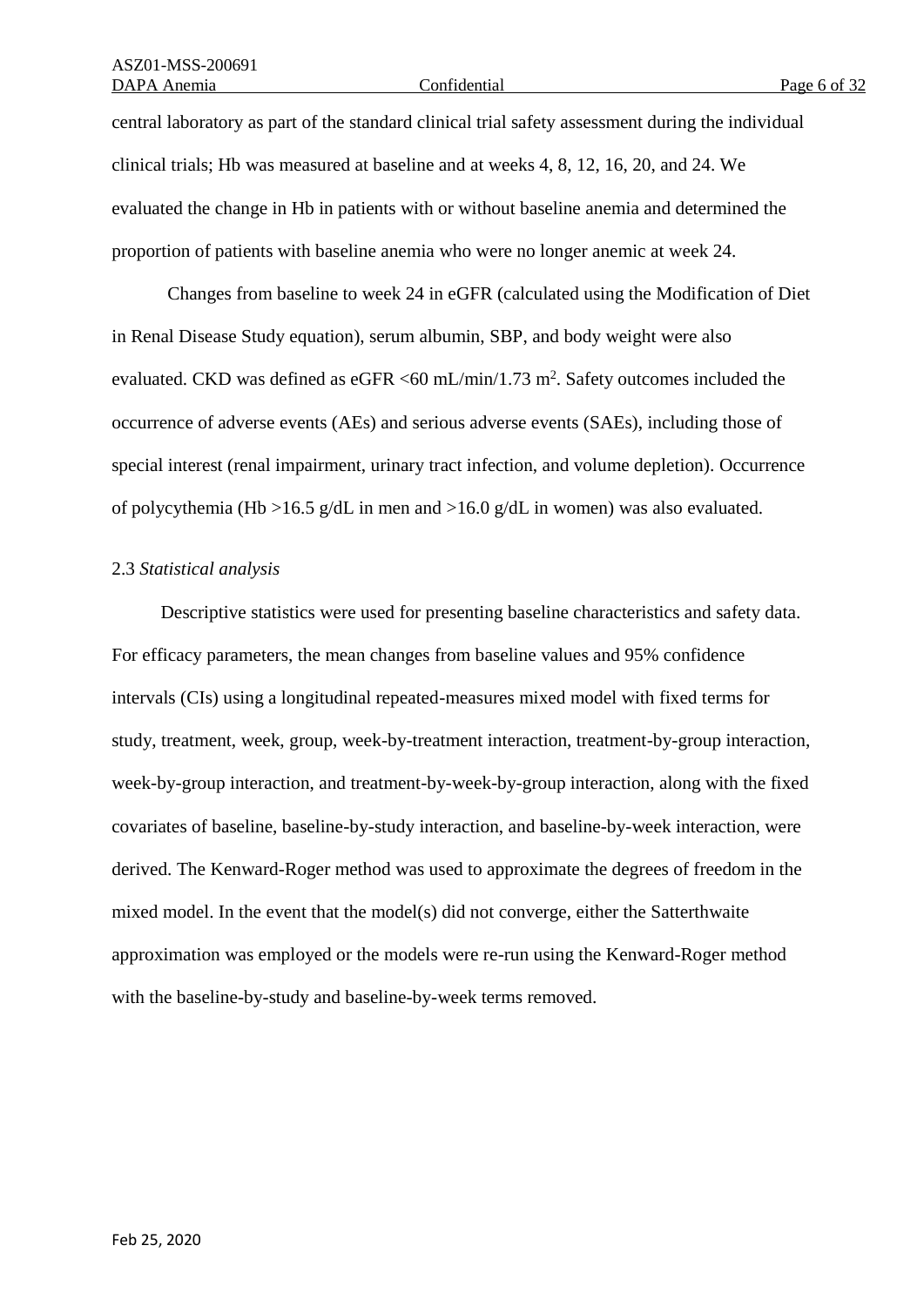central laboratory as part of the standard clinical trial safety assessment during the individual clinical trials; Hb was measured at baseline and at weeks 4, 8, 12, 16, 20, and 24. We evaluated the change in Hb in patients with or without baseline anemia and determined the proportion of patients with baseline anemia who were no longer anemic at week 24.

Changes from baseline to week 24 in eGFR (calculated using the Modification of Diet in Renal Disease Study equation), serum albumin, SBP, and body weight were also evaluated. CKD was defined as eGFR <60 mL/min/1.73 $m^2$. Safety outcomes included the occurrence of adverse events (AEs) and serious adverse events (SAEs), including those of special interest (renal impairment, urinary tract infection, and volume depletion). Occurrence of polycythemia (Hb >16.5 g/dL in men and >16.0 g/dL in women) was also evaluated.

### 2.3 *Statistical analysis*

Descriptive statistics were used for presenting baseline characteristics and safety data. For efficacy parameters, the mean changes from baseline values and 95% confidence intervals (CIs) using a longitudinal repeated-measures mixed model with fixed terms for study, treatment, week, group, week-by-treatment interaction, treatment-by-group interaction, week-by-group interaction, and treatment-by-week-by-group interaction, along with the fixed covariates of baseline, baseline-by-study interaction, and baseline-by-week interaction, were derived. The Kenward-Roger method was used to approximate the degrees of freedom in the mixed model. In the event that the model(s) did not converge, either the Satterthwaite approximation was employed or the models were re-run using the Kenward-Roger method with the baseline-by-study and baseline-by-week terms removed.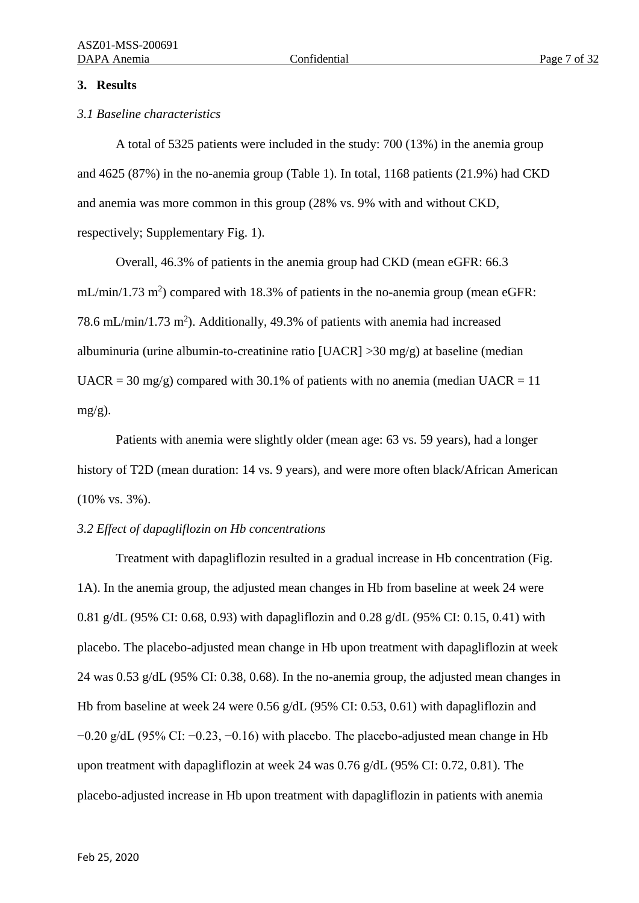## 3. Results

### *3.1 Baseline characteristics*

A total of 5325 patients were included in the study: 700 (13%) in the anemia group and 4625 (87%) in the no-anemia group (Table 1). In total, 1168 patients (21.9%) had CKD and anemia was more common in this group (28% vs. 9% with and without CKD, respectively; Supplementary Fig. 1).

Overall, 46.3% of patients in the anemia group had CKD (mean eGFR: 66.3 mL/min/1.73 $m^2$) compared with 18.3% of patients in the no-anemia group (mean eGFR: 78.6 mL/min/1.73 $m^2$). Additionally, 49.3% of patients with anemia had increased albuminuria (urine albumin-to-creatinine ratio [UACR] >30 mg/g) at baseline (median UACR = 30 mg/g) compared with 30.1% of patients with no anemia (median UACR = 11 mg/g).

Patients with anemia were slightly older (mean age: 63 vs. 59 years), had a longer history of T2D (mean duration: 14 vs. 9 years), and were more often black/African American (10% vs. 3%).

### *3.2 Effect of dapagliflozin on Hb concentrations*

Treatment with dapagliflozin resulted in a gradual increase in Hb concentration (Fig. 1A). In the anemia group, the adjusted mean changes in Hb from baseline at week 24 were 0.81 g/dL (95% CI: 0.68, 0.93) with dapagliflozin and 0.28 g/dL (95% CI: 0.15, 0.41) with placebo. The placebo-adjusted mean change in Hb upon treatment with dapagliflozin at week 24 was 0.53 g/dL (95% CI: 0.38, 0.68). In the no-anemia group, the adjusted mean changes in Hb from baseline at week 24 were 0.56 g/dL (95% CI: 0.53, 0.61) with dapagliflozin and −0.20 g/dL (95% CI: −0.23, −0.16) with placebo. The placebo-adjusted mean change in Hb upon treatment with dapagliflozin at week 24 was 0.76 g/dL (95% CI: 0.72, 0.81). The placebo-adjusted increase in Hb upon treatment with dapagliflozin in patients with anemia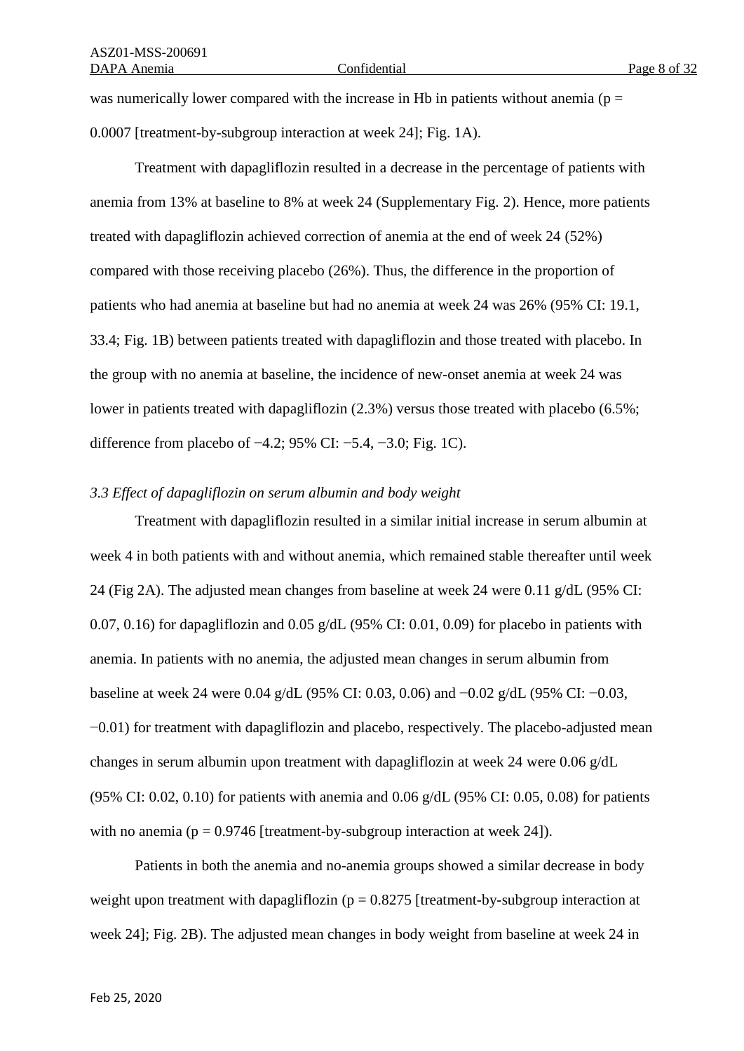was numerically lower compared with the increase in Hb in patients without anemia ($p = 0.0007$ [treatment-by-subgroup interaction at week 24]; Fig. 1A).

Treatment with dapagliflozin resulted in a decrease in the percentage of patients with anemia from 13% at baseline to 8% at week 24 (Supplementary Fig. 2). Hence, more patients treated with dapagliflozin achieved correction of anemia at the end of week 24 (52%) compared with those receiving placebo (26%). Thus, the difference in the proportion of patients who had anemia at baseline but had no anemia at week 24 was 26% (95% CI: 19.1, 33.4; Fig. 1B) between patients treated with dapagliflozin and those treated with placebo. In the group with no anemia at baseline, the incidence of new-onset anemia at week 24 was lower in patients treated with dapagliflozin (2.3%) versus those treated with placebo (6.5%; difference from placebo of −4.2; 95% CI: −5.4, −3.0; Fig. 1C).

### *3.3 Effect of dapagliflozin on serum albumin and body weight*

Treatment with dapagliflozin resulted in a similar initial increase in serum albumin at week 4 in both patients with and without anemia, which remained stable thereafter until week 24 (Fig 2A). The adjusted mean changes from baseline at week 24 were 0.11 g/dL (95% CI: 0.07, 0.16) for dapagliflozin and 0.05 g/dL (95% CI: 0.01, 0.09) for placebo in patients with anemia. In patients with no anemia, the adjusted mean changes in serum albumin from baseline at week 24 were 0.04 g/dL (95% CI: 0.03, 0.06) and −0.02 g/dL (95% CI: −0.03, −0.01) for treatment with dapagliflozin and placebo, respectively. The placebo-adjusted mean changes in serum albumin upon treatment with dapagliflozin at week 24 were 0.06 g/dL (95% CI: 0.02, 0.10) for patients with anemia and 0.06 g/dL (95% CI: 0.05, 0.08) for patients with no anemia ($p = 0.9746$ [treatment-by-subgroup interaction at week 24]).

Patients in both the anemia and no-anemia groups showed a similar decrease in body weight upon treatment with dapagliflozin ($p = 0.8275$ [treatment-by-subgroup interaction at week 24]; Fig. 2B). The adjusted mean changes in body weight from baseline at week 24 in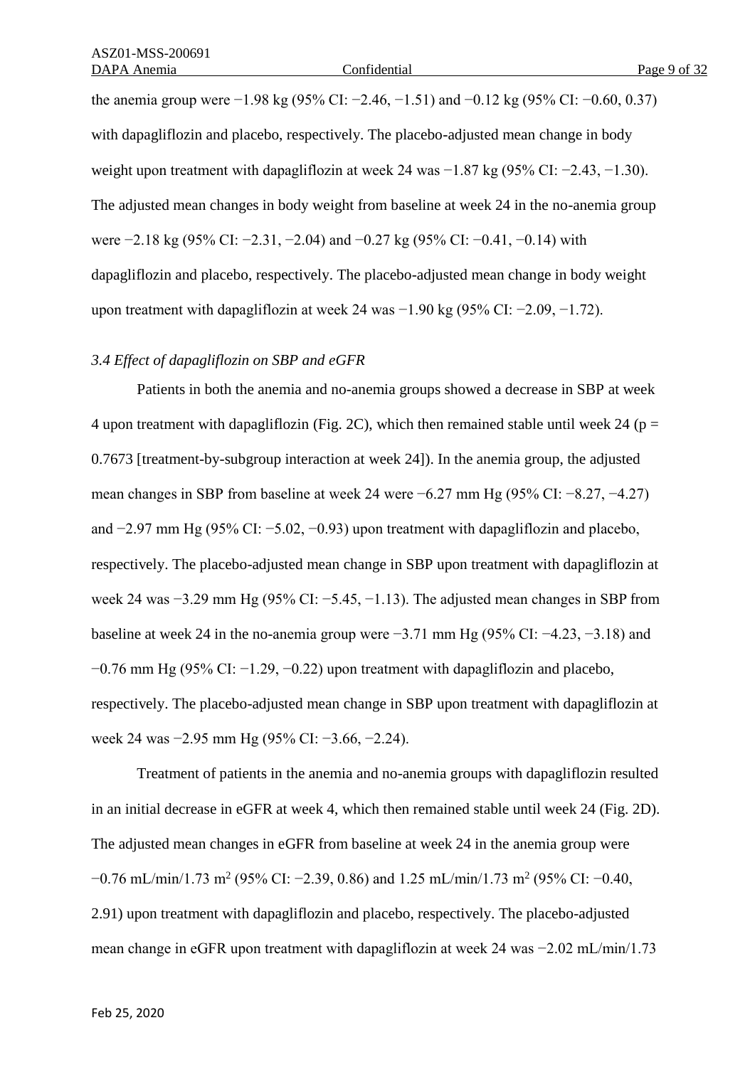the anemia group were −1.98 kg (95% CI: −2.46, −1.51) and −0.12 kg (95% CI: −0.60, 0.37) with dapagliflozin and placebo, respectively. The placebo-adjusted mean change in body weight upon treatment with dapagliflozin at week 24 was −1.87 kg (95% CI: −2.43, −1.30). The adjusted mean changes in body weight from baseline at week 24 in the no-anemia group were −2.18 kg (95% CI: −2.31, −2.04) and −0.27 kg (95% CI: −0.41, −0.14) with dapagliflozin and placebo, respectively. The placebo-adjusted mean change in body weight upon treatment with dapagliflozin at week 24 was −1.90 kg (95% CI: −2.09, −1.72).

### *3.4 Effect of dapagliflozin on SBP and eGFR*

Patients in both the anemia and no-anemia groups showed a decrease in SBP at week 4 upon treatment with dapagliflozin (Fig. 2C), which then remained stable until week 24 ($p = 0.7673$ [treatment-by-subgroup interaction at week 24]). In the anemia group, the adjusted mean changes in SBP from baseline at week 24 were −6.27 mm Hg (95% CI: −8.27, −4.27) and −2.97 mm Hg (95% CI: −5.02, −0.93) upon treatment with dapagliflozin and placebo, respectively. The placebo-adjusted mean change in SBP upon treatment with dapagliflozin at week 24 was −3.29 mm Hg (95% CI: −5.45, −1.13). The adjusted mean changes in SBP from baseline at week 24 in the no-anemia group were −3.71 mm Hg (95% CI: −4.23, −3.18) and −0.76 mm Hg (95% CI: −1.29, −0.22) upon treatment with dapagliflozin and placebo, respectively. The placebo-adjusted mean change in SBP upon treatment with dapagliflozin at week 24 was −2.95 mm Hg (95% CI: −3.66, −2.24).

Treatment of patients in the anemia and no-anemia groups with dapagliflozin resulted in an initial decrease in eGFR at week 4, which then remained stable until week 24 (Fig. 2D). The adjusted mean changes in eGFR from baseline at week 24 in the anemia group were −0.76 mL/min/1.73 $m^2$ (95% CI: −2.39, 0.86) and 1.25 mL/min/1.73 $m^2$ (95% CI: −0.40, 2.91) upon treatment with dapagliflozin and placebo, respectively. The placebo-adjusted mean change in eGFR upon treatment with dapagliflozin at week 24 was −2.02 mL/min/1.73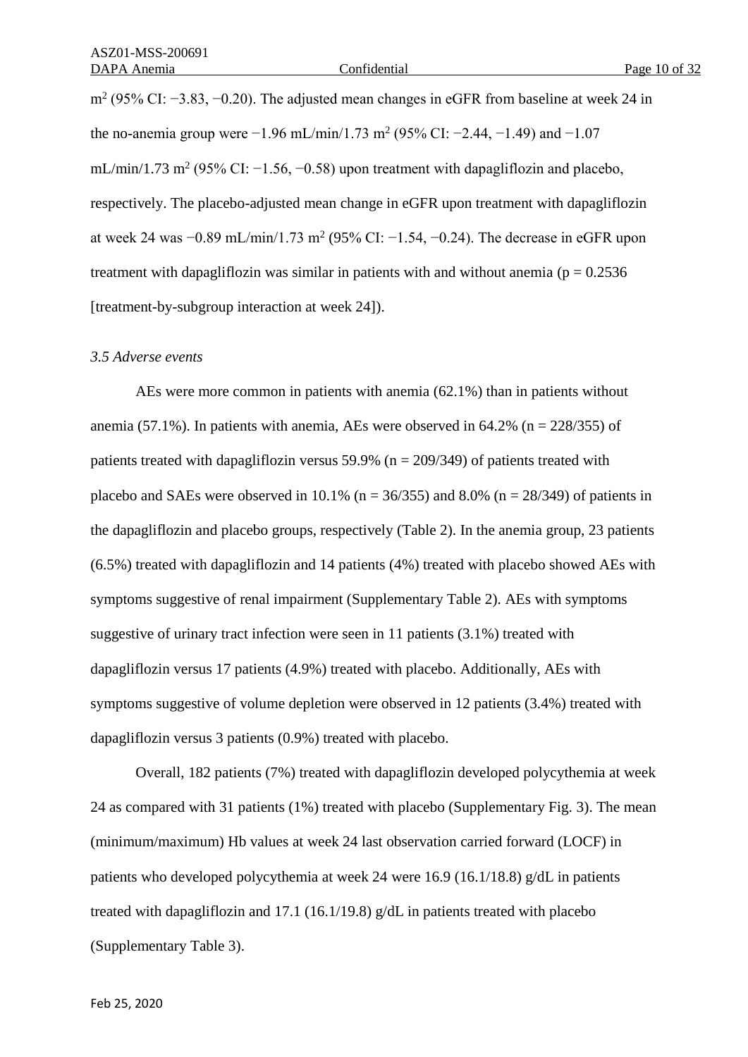$m^2$ (95% CI: −3.83, −0.20). The adjusted mean changes in eGFR from baseline at week 24 in the no-anemia group were −1.96 mL/min/1.73 $m^2$ (95% CI: −2.44, −1.49) and −1.07 mL/min/1.73 $m^2$ (95% CI: −1.56, −0.58) upon treatment with dapagliflozin and placebo, respectively. The placebo-adjusted mean change in eGFR upon treatment with dapagliflozin at week 24 was −0.89 mL/min/1.73 $m^2$ (95% CI: −1.54, −0.24). The decrease in eGFR upon treatment with dapagliflozin was similar in patients with and without anemia ($p = 0.2536$ [treatment-by-subgroup interaction at week 24]).

### *3.5 Adverse events*

AEs were more common in patients with anemia (62.1%) than in patients without anemia (57.1%). In patients with anemia, AEs were observed in 64.2% (n = 228/355) of patients treated with dapagliflozin versus 59.9% (n = 209/349) of patients treated with placebo and SAEs were observed in 10.1% (n = 36/355) and 8.0% (n = 28/349) of patients in the dapagliflozin and placebo groups, respectively (Table 2). In the anemia group, 23 patients (6.5%) treated with dapagliflozin and 14 patients (4%) treated with placebo showed AEs with symptoms suggestive of renal impairment (Supplementary Table 2). AEs with symptoms suggestive of urinary tract infection were seen in 11 patients (3.1%) treated with dapagliflozin versus 17 patients (4.9%) treated with placebo. Additionally, AEs with symptoms suggestive of volume depletion were observed in 12 patients (3.4%) treated with dapagliflozin versus 3 patients (0.9%) treated with placebo.

Overall, 182 patients (7%) treated with dapagliflozin developed polycythemia at week 24 as compared with 31 patients (1%) treated with placebo (Supplementary Fig. 3). The mean (minimum/maximum) Hb values at week 24 last observation carried forward (LOCF) in patients who developed polycythemia at week 24 were 16.9 (16.1/18.8) g/dL in patients treated with dapagliflozin and 17.1 (16.1/19.8) g/dL in patients treated with placebo (Supplementary Table 3).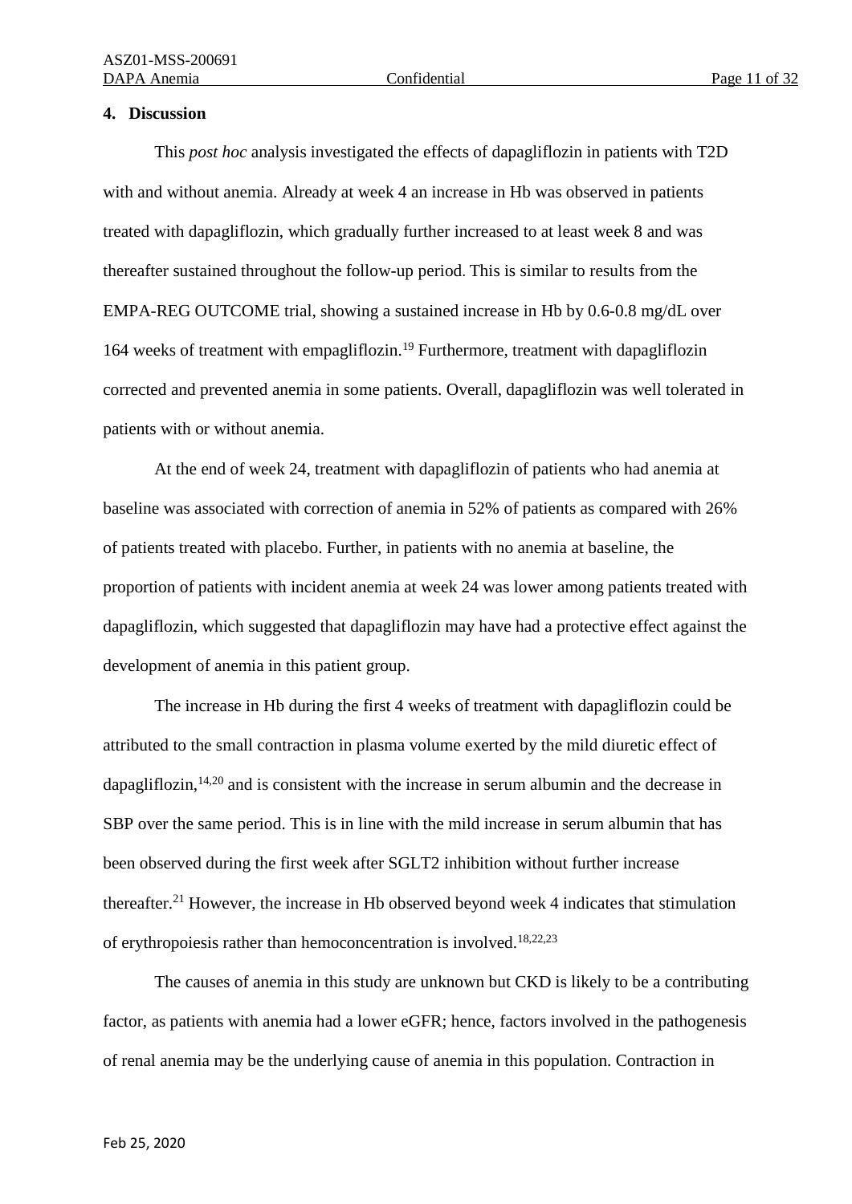## 4. Discussion

This *post hoc* analysis investigated the effects of dapagliflozin in patients with T2D with and without anemia. Already at week 4 an increase in Hb was observed in patients treated with dapagliflozin, which gradually further increased to at least week 8 and was thereafter sustained throughout the follow-up period. This is similar to results from the EMPA-REG OUTCOME trial, showing a sustained increase in Hb by 0.6-0.8 mg/dL over 164 weeks of treatment with empagliflozin.[19] Furthermore, treatment with dapagliflozin corrected and prevented anemia in some patients. Overall, dapagliflozin was well tolerated in patients with or without anemia.

At the end of week 24, treatment with dapagliflozin of patients who had anemia at baseline was associated with correction of anemia in 52% of patients as compared with 26% of patients treated with placebo. Further, in patients with no anemia at baseline, the proportion of patients with incident anemia at week 24 was lower among patients treated with dapagliflozin, which suggested that dapagliflozin may have had a protective effect against the development of anemia in this patient group.

The increase in Hb during the first 4 weeks of treatment with dapagliflozin could be attributed to the small contraction in plasma volume exerted by the mild diuretic effect of dapagliflozin,[14,20] and is consistent with the increase in serum albumin and the decrease in SBP over the same period. This is in line with the mild increase in serum albumin that has been observed during the first week after SGLT2 inhibition without further increase thereafter.[21] However, the increase in Hb observed beyond week 4 indicates that stimulation of erythropoiesis rather than hemoconcentration is involved.[18,22,23]

The causes of anemia in this study are unknown but CKD is likely to be a contributing factor, as patients with anemia had a lower eGFR; hence, factors involved in the pathogenesis of renal anemia may be the underlying cause of anemia in this population. Contraction in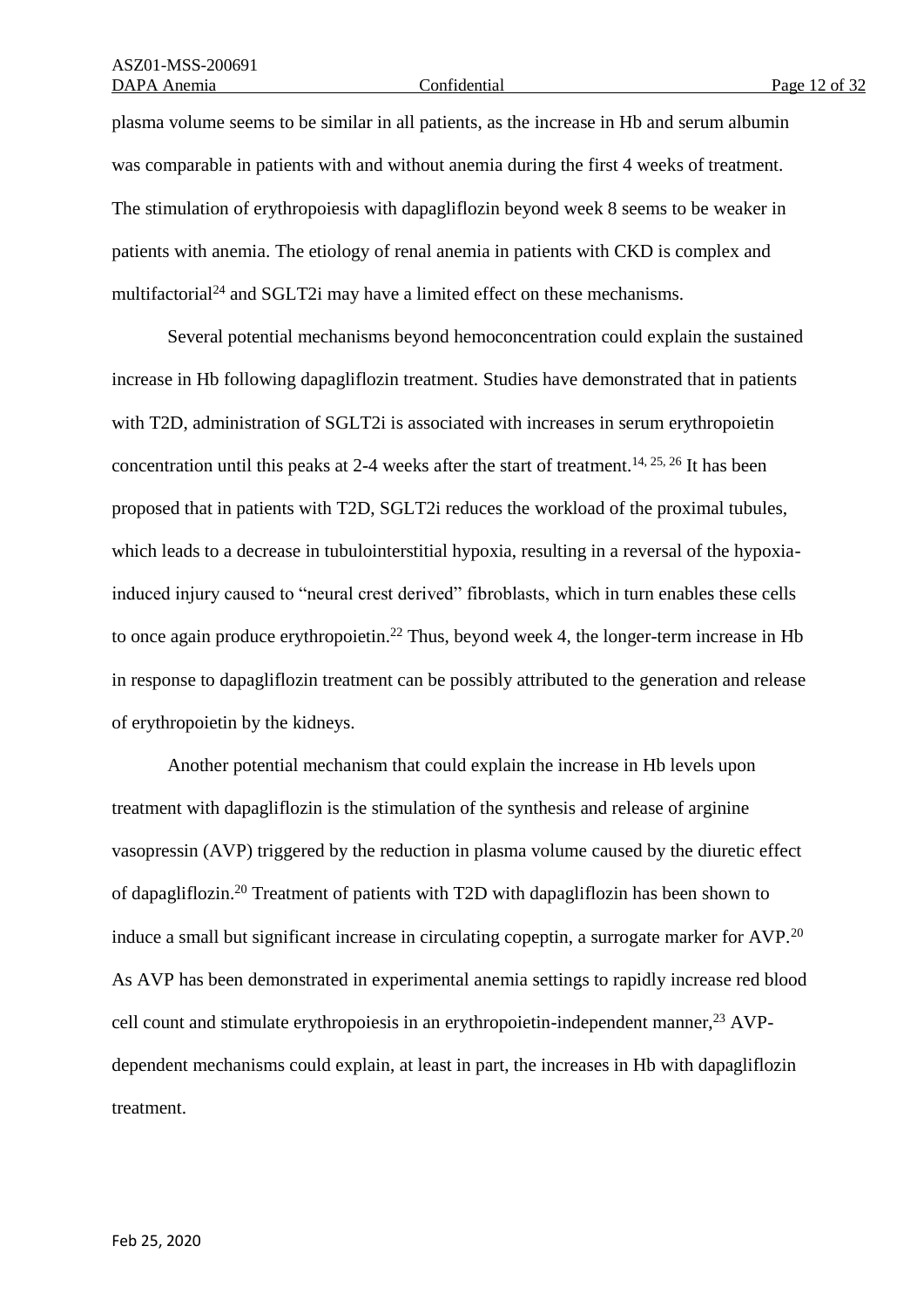plasma volume seems to be similar in all patients, as the increase in Hb and serum albumin was comparable in patients with and without anemia during the first 4 weeks of treatment. The stimulation of erythropoiesis with dapagliflozin beyond week 8 seems to be weaker in patients with anemia. The etiology of renal anemia in patients with CKD is complex and multifactorial[24] and SGLT2i may have a limited effect on these mechanisms.

Several potential mechanisms beyond hemoconcentration could explain the sustained increase in Hb following dapagliflozin treatment. Studies have demonstrated that in patients with T2D, administration of SGLT2i is associated with increases in serum erythropoietin concentration until this peaks at 2-4 weeks after the start of treatment.[14, 25, 26] It has been proposed that in patients with T2D, SGLT2i reduces the workload of the proximal tubules, which leads to a decrease in tubulointerstitial hypoxia, resulting in a reversal of the hypoxia-induced injury caused to "neural crest derived" fibroblasts, which in turn enables these cells to once again produce erythropoietin.[22] Thus, beyond week 4, the longer-term increase in Hb in response to dapagliflozin treatment can be possibly attributed to the generation and release of erythropoietin by the kidneys.

Another potential mechanism that could explain the increase in Hb levels upon treatment with dapagliflozin is the stimulation of the synthesis and release of arginine vasopressin (AVP) triggered by the reduction in plasma volume caused by the diuretic effect of dapagliflozin.[20] Treatment of patients with T2D with dapagliflozin has been shown to induce a small but significant increase in circulating copeptin, a surrogate marker for AVP.[20] As AVP has been demonstrated in experimental anemia settings to rapidly increase red blood cell count and stimulate erythropoiesis in an erythropoietin-independent manner,[23] AVP-dependent mechanisms could explain, at least in part, the increases in Hb with dapagliflozin treatment.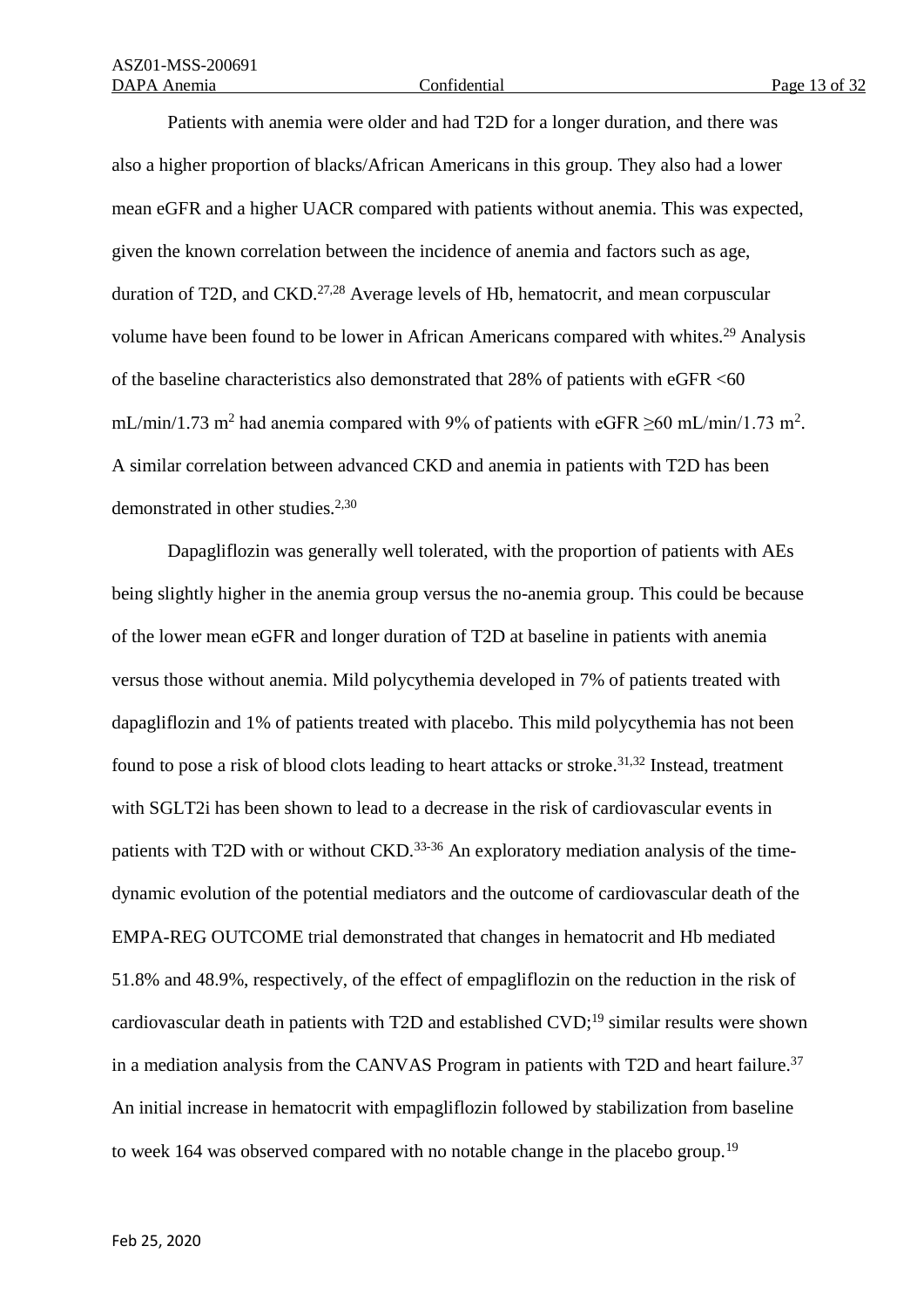Patients with anemia were older and had T2D for a longer duration, and there was also a higher proportion of blacks/African Americans in this group. They also had a lower mean eGFR and a higher UACR compared with patients without anemia. This was expected, given the known correlation between the incidence of anemia and factors such as age, duration of T2D, and CKD.[27,28] Average levels of Hb, hematocrit, and mean corpuscular volume have been found to be lower in African Americans compared with whites.[29] Analysis of the baseline characteristics also demonstrated that 28% of patients with eGFR <60 mL/min/1.73 $m^2$ had anemia compared with 9% of patients with eGFR ≥60 mL/min/1.73 $m^2$. A similar correlation between advanced CKD and anemia in patients with T2D has been demonstrated in other studies.[2,30]

Dapagliflozin was generally well tolerated, with the proportion of patients with AEs being slightly higher in the anemia group versus the no-anemia group. This could be because of the lower mean eGFR and longer duration of T2D at baseline in patients with anemia versus those without anemia. Mild polycythemia developed in 7% of patients treated with dapagliflozin and 1% of patients treated with placebo. This mild polycythemia has not been found to pose a risk of blood clots leading to heart attacks or stroke.[31,32] Instead, treatment with SGLT2i has been shown to lead to a decrease in the risk of cardiovascular events in patients with T2D with or without CKD.[33-36] An exploratory mediation analysis of the time-dynamic evolution of the potential mediators and the outcome of cardiovascular death of the EMPA-REG OUTCOME trial demonstrated that changes in hematocrit and Hb mediated 51.8% and 48.9%, respectively, of the effect of empagliflozin on the reduction in the risk of cardiovascular death in patients with T2D and established CVD;[19] similar results were shown in a mediation analysis from the CANVAS Program in patients with T2D and heart failure.[37] An initial increase in hematocrit with empagliflozin followed by stabilization from baseline to week 164 was observed compared with no notable change in the placebo group.[19]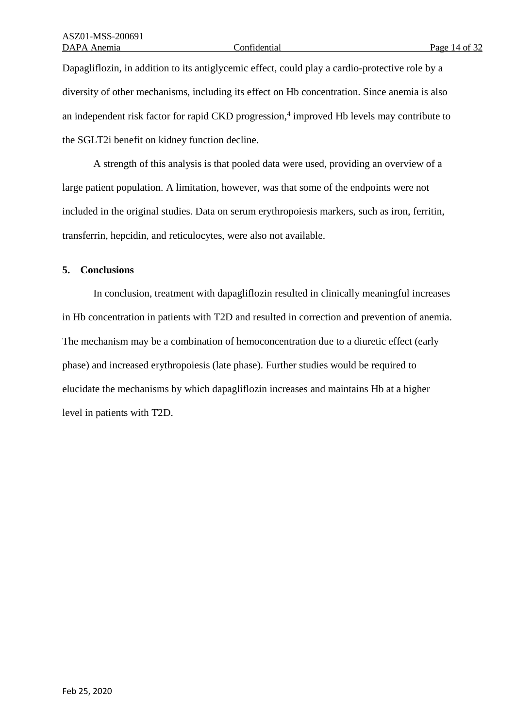Dapagliflozin, in addition to its antiglycemic effect, could play a cardio-protective role by a diversity of other mechanisms, including its effect on Hb concentration. Since anemia is also an independent risk factor for rapid CKD progression,[4] improved Hb levels may contribute to the SGLT2i benefit on kidney function decline.

A strength of this analysis is that pooled data were used, providing an overview of a large patient population. A limitation, however, was that some of the endpoints were not included in the original studies. Data on serum erythropoiesis markers, such as iron, ferritin, transferrin, hepcidin, and reticulocytes, were also not available.

## 5. Conclusions

In conclusion, treatment with dapagliflozin resulted in clinically meaningful increases in Hb concentration in patients with T2D and resulted in correction and prevention of anemia. The mechanism may be a combination of hemoconcentration due to a diuretic effect (early phase) and increased erythropoiesis (late phase). Further studies would be required to elucidate the mechanisms by which dapagliflozin increases and maintains Hb at a higher level in patients with T2D.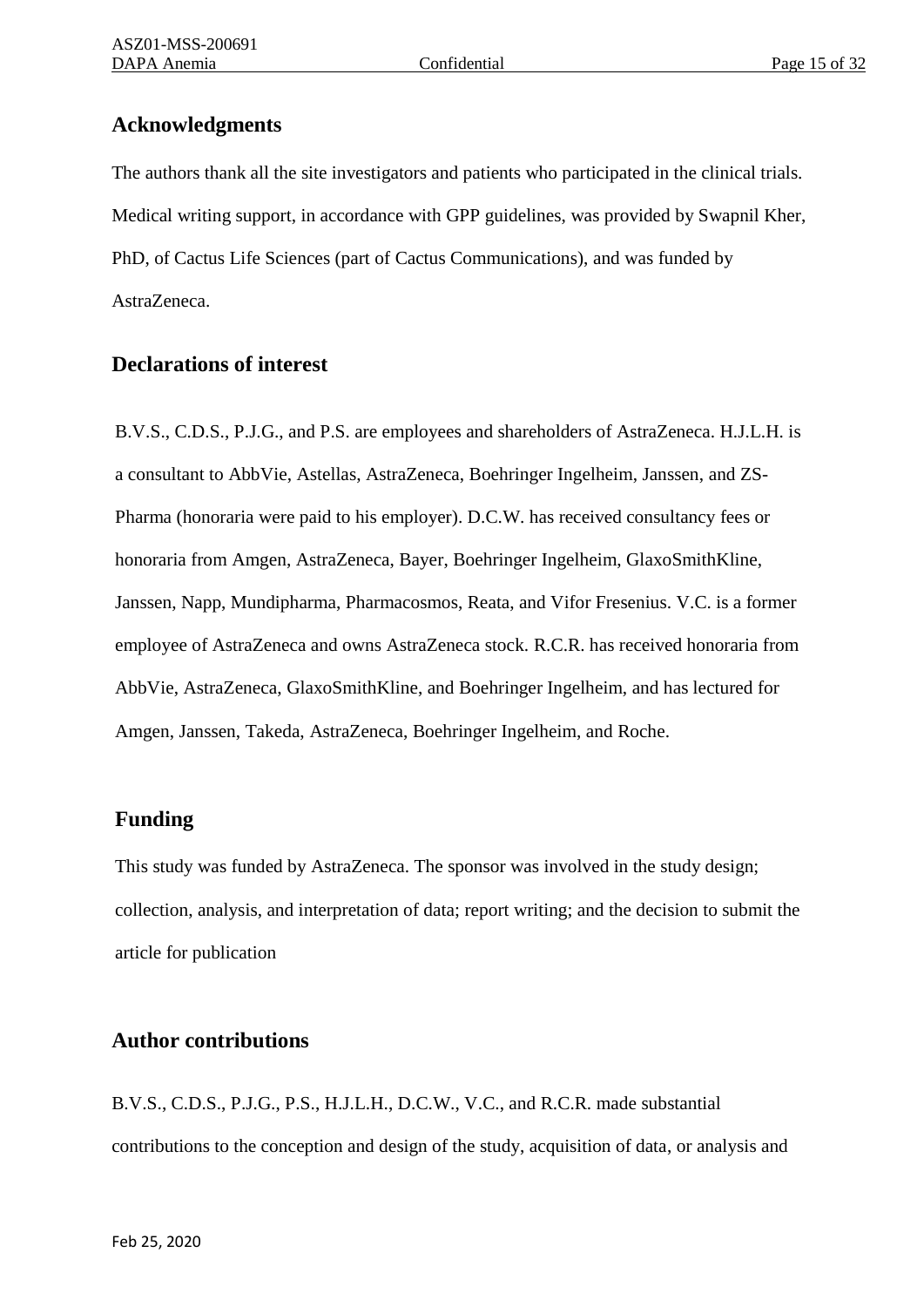## Acknowledgments

The authors thank all the site investigators and patients who participated in the clinical trials. Medical writing support, in accordance with GPP guidelines, was provided by Swapnil Kher, PhD, of Cactus Life Sciences (part of Cactus Communications), and was funded by AstraZeneca.

## Declarations of interest

B.V.S., C.D.S., P.J.G., and P.S. are employees and shareholders of AstraZeneca. H.J.L.H. is a consultant to AbbVie, Astellas, AstraZeneca, Boehringer Ingelheim, Janssen, and ZS-Pharma (honoraria were paid to his employer). D.C.W. has received consultancy fees or honoraria from Amgen, AstraZeneca, Bayer, Boehringer Ingelheim, GlaxoSmithKline, Janssen, Napp, Mundipharma, Pharmacosmos, Reata, and Vifor Fresenius. V.C. is a former employee of AstraZeneca and owns AstraZeneca stock. R.C.R. has received honoraria from AbbVie, AstraZeneca, GlaxoSmithKline, and Boehringer Ingelheim, and has lectured for Amgen, Janssen, Takeda, AstraZeneca, Boehringer Ingelheim, and Roche.

## Funding

This study was funded by AstraZeneca. The sponsor was involved in the study design; collection, analysis, and interpretation of data; report writing; and the decision to submit the article for publication

## Author contributions

B.V.S., C.D.S., P.J.G., P.S., H.J.L.H., D.C.W., V.C., and R.C.R. made substantial contributions to the conception and design of the study, acquisition of data, or analysis and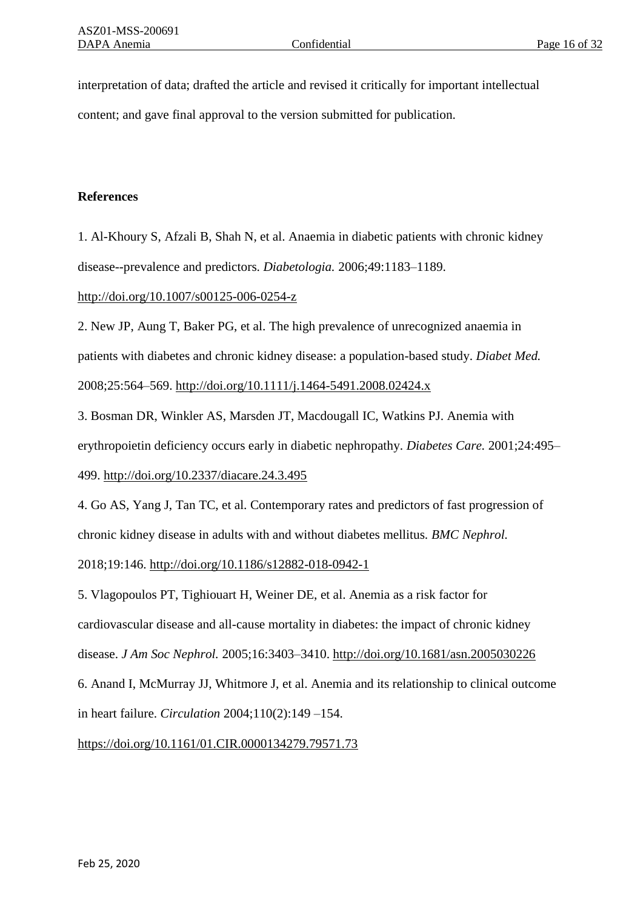interpretation of data; drafted the article and revised it critically for important intellectual content; and gave final approval to the version submitted for publication.

**References**

1. Al-Khoury S, Afzali B, Shah N, et al. Anaemia in diabetic patients with chronic kidney disease--prevalence and predictors. *Diabetologia.* 2006;49:1183–1189. http://doi.org/10.1007/s00125-006-0254-z

2. New JP, Aung T, Baker PG, et al. The high prevalence of unrecognized anaemia in patients with diabetes and chronic kidney disease: a population-based study. *Diabet Med.* 2008;25:564–569. http://doi.org/10.1111/j.1464-5491.2008.02424.x

3. Bosman DR, Winkler AS, Marsden JT, Macdougall IC, Watkins PJ. Anemia with erythropoietin deficiency occurs early in diabetic nephropathy. *Diabetes Care.* 2001;24:495–499. http://doi.org/10.2337/diacare.24.3.495

4. Go AS, Yang J, Tan TC, et al. Contemporary rates and predictors of fast progression of chronic kidney disease in adults with and without diabetes mellitus. *BMC Nephrol.* 2018;19:146. http://doi.org/10.1186/s12882-018-0942-1

5. Vlagopoulos PT, Tighiouart H, Weiner DE, et al. Anemia as a risk factor for cardiovascular disease and all-cause mortality in diabetes: the impact of chronic kidney disease. *J Am Soc Nephrol.* 2005;16:3403–3410. http://doi.org/10.1681/asn.2005030226

6. Anand I, McMurray JJ, Whitmore J, et al. Anemia and its relationship to clinical outcome in heart failure. *Circulation* 2004;110(2):149 –154. https://doi.org/10.1161/01.CIR.0000134279.79571.73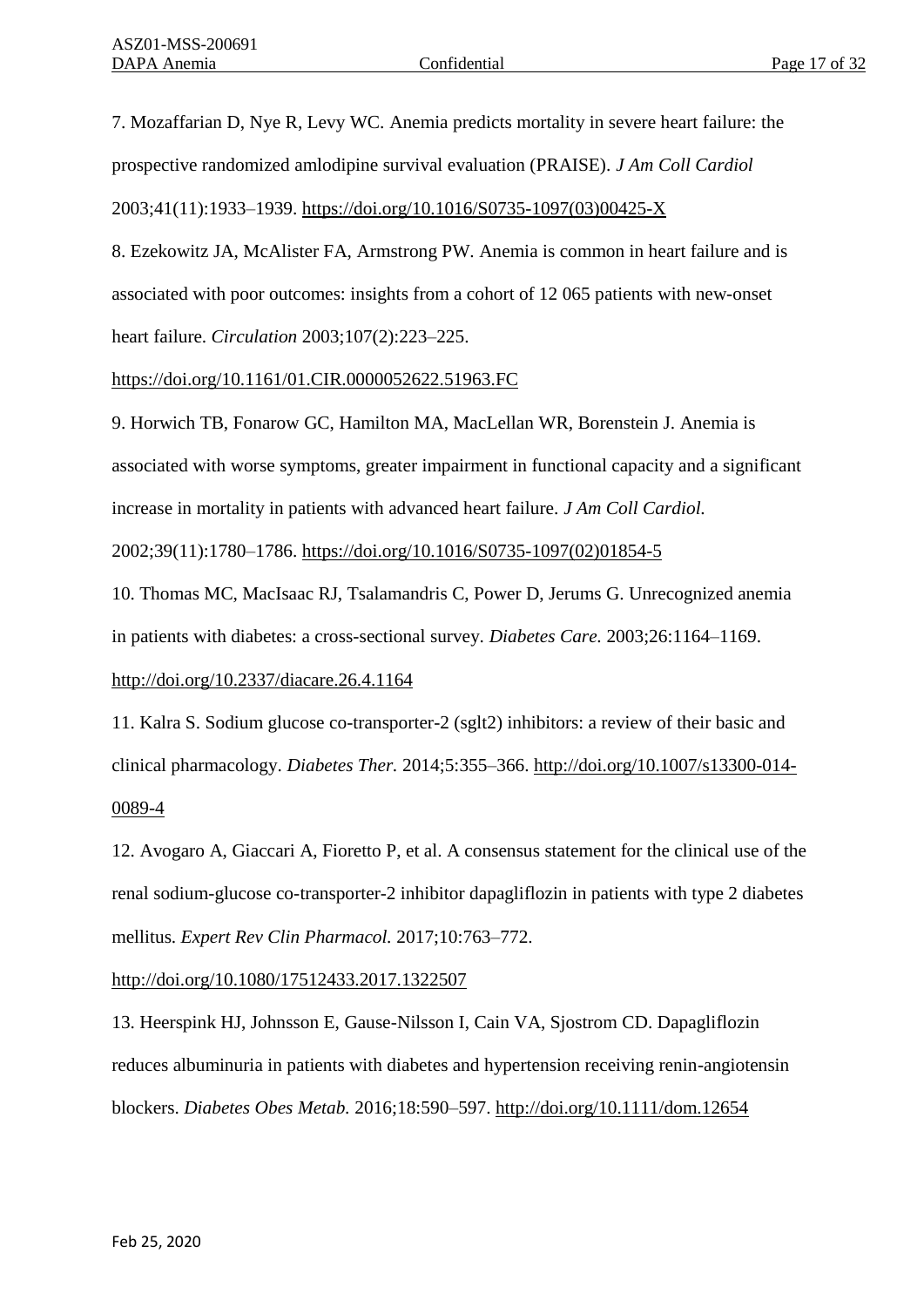7. Mozaffarian D, Nye R, Levy WC. Anemia predicts mortality in severe heart failure: the prospective randomized amlodipine survival evaluation (PRAISE). *J Am Coll Cardiol* 2003;41(11):1933–1939. https://doi.org/10.1016/S0735-1097(03)00425-X

8. Ezekowitz JA, McAlister FA, Armstrong PW. Anemia is common in heart failure and is associated with poor outcomes: insights from a cohort of 12 065 patients with new-onset heart failure. *Circulation* 2003;107(2):223–225. https://doi.org/10.1161/01.CIR.0000052622.51963.FC

9. Horwich TB, Fonarow GC, Hamilton MA, MacLellan WR, Borenstein J. Anemia is associated with worse symptoms, greater impairment in functional capacity and a significant increase in mortality in patients with advanced heart failure. *J Am Coll Cardiol.* 2002;39(11):1780–1786. https://doi.org/10.1016/S0735-1097(02)01854-5

10. Thomas MC, MacIsaac RJ, Tsalamandris C, Power D, Jerums G. Unrecognized anemia in patients with diabetes: a cross-sectional survey. *Diabetes Care.* 2003;26:1164–1169. http://doi.org/10.2337/diacare.26.4.1164

11. Kalra S. Sodium glucose co-transporter-2 (sglt2) inhibitors: a review of their basic and clinical pharmacology. *Diabetes Ther.* 2014;5:355–366. http://doi.org/10.1007/s13300-014-0089-4

12. Avogaro A, Giaccari A, Fioretto P, et al. A consensus statement for the clinical use of the renal sodium-glucose co-transporter-2 inhibitor dapagliflozin in patients with type 2 diabetes mellitus. *Expert Rev Clin Pharmacol.* 2017;10:763–772. http://doi.org/10.1080/17512433.2017.1322507

13. Heerspink HJ, Johnsson E, Gause-Nilsson I, Cain VA, Sjostrom CD. Dapagliflozin reduces albuminuria in patients with diabetes and hypertension receiving renin-angiotensin blockers. *Diabetes Obes Metab.* 2016;18:590–597. http://doi.org/10.1111/dom.12654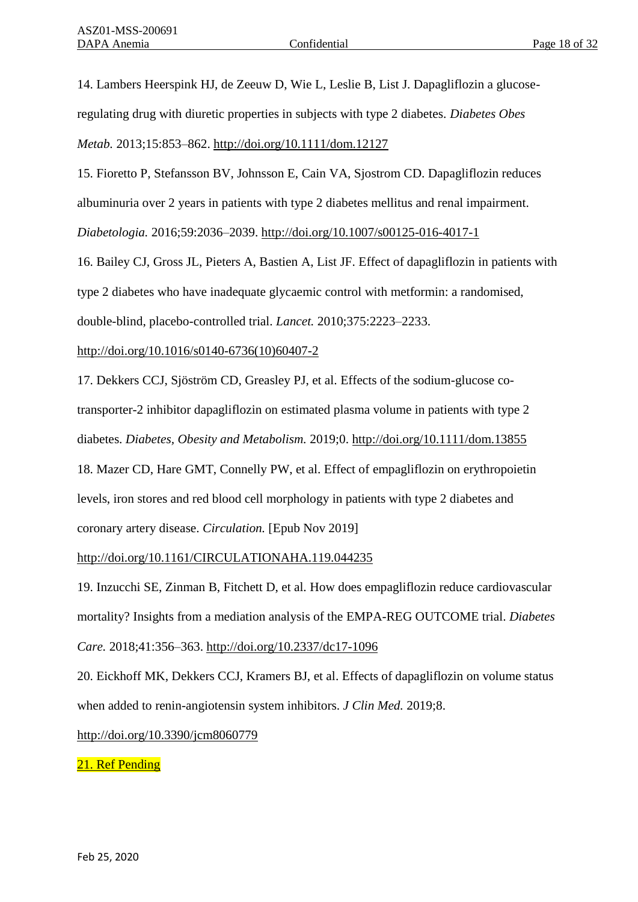14. Lambers Heerspink HJ, de Zeeuw D, Wie L, Leslie B, List J. Dapagliflozin a glucose-regulating drug with diuretic properties in subjects with type 2 diabetes. *Diabetes Obes Metab.* 2013;15:853–862. http://doi.org/10.1111/dom.12127

15. Fioretto P, Stefansson BV, Johnsson E, Cain VA, Sjostrom CD. Dapagliflozin reduces albuminuria over 2 years in patients with type 2 diabetes mellitus and renal impairment. *Diabetologia.* 2016;59:2036–2039. http://doi.org/10.1007/s00125-016-4017-1

16. Bailey CJ, Gross JL, Pieters A, Bastien A, List JF. Effect of dapagliflozin in patients with type 2 diabetes who have inadequate glycaemic control with metformin: a randomised, double-blind, placebo-controlled trial. *Lancet.* 2010;375:2223–2233. http://doi.org/10.1016/s0140-6736(10)60407-2

17. Dekkers CCJ, Sjöström CD, Greasley PJ, et al. Effects of the sodium-glucose co-transporter-2 inhibitor dapagliflozin on estimated plasma volume in patients with type 2 diabetes. *Diabetes, Obesity and Metabolism.* 2019;0. http://doi.org/10.1111/dom.13855

18. Mazer CD, Hare GMT, Connelly PW, et al. Effect of empagliflozin on erythropoietin levels, iron stores and red blood cell morphology in patients with type 2 diabetes and coronary artery disease. *Circulation.* [Epub Nov 2019] http://doi.org/10.1161/CIRCULATIONAHA.119.044235

19. Inzucchi SE, Zinman B, Fitchett D, et al. How does empagliflozin reduce cardiovascular mortality? Insights from a mediation analysis of the EMPA-REG OUTCOME trial. *Diabetes Care.* 2018;41:356–363. http://doi.org/10.2337/dc17-1096

20. Eickhoff MK, Dekkers CCJ, Kramers BJ, et al. Effects of dapagliflozin on volume status when added to renin-angiotensin system inhibitors. *J Clin Med.* 2019;8. http://doi.org/10.3390/jcm8060779

21. Ref Pending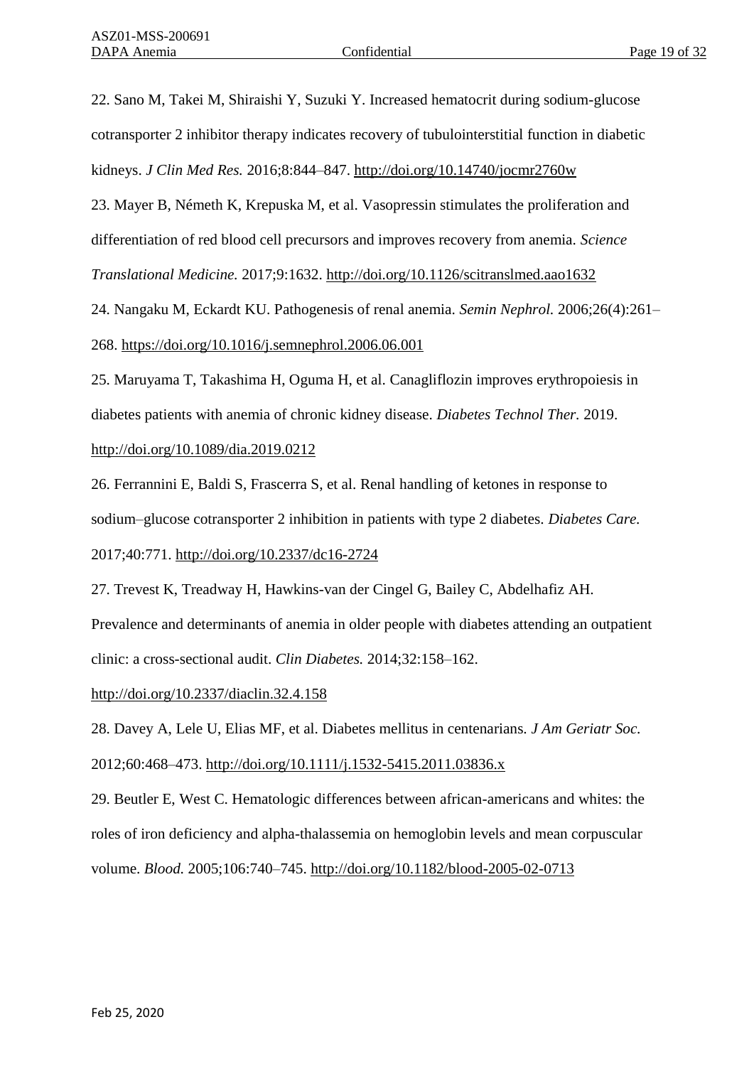22. Sano M, Takei M, Shiraishi Y, Suzuki Y. Increased hematocrit during sodium-glucose cotransporter 2 inhibitor therapy indicates recovery of tubulointerstitial function in diabetic kidneys. *J Clin Med Res.* 2016;8:844–847. http://doi.org/10.14740/jocmr2760w

23. Mayer B, Németh K, Krepuska M, et al. Vasopressin stimulates the proliferation and differentiation of red blood cell precursors and improves recovery from anemia. *Science Translational Medicine.* 2017;9:1632. http://doi.org/10.1126/scitranslmed.aao1632

24. Nangaku M, Eckardt KU. Pathogenesis of renal anemia. *Semin Nephrol.* 2006;26(4):261–268. https://doi.org/10.1016/j.semnephrol.2006.06.001

25. Maruyama T, Takashima H, Oguma H, et al. Canagliflozin improves erythropoiesis in diabetes patients with anemia of chronic kidney disease. *Diabetes Technol Ther.* 2019. http://doi.org/10.1089/dia.2019.0212

26. Ferrannini E, Baldi S, Frascerra S, et al. Renal handling of ketones in response to sodium–glucose cotransporter 2 inhibition in patients with type 2 diabetes. *Diabetes Care.* 2017;40:771. http://doi.org/10.2337/dc16-2724

27. Trevest K, Treadway H, Hawkins-van der Cingel G, Bailey C, Abdelhafiz AH. Prevalence and determinants of anemia in older people with diabetes attending an outpatient clinic: a cross-sectional audit. *Clin Diabetes.* 2014;32:158–162. http://doi.org/10.2337/diaclin.32.4.158

28. Davey A, Lele U, Elias MF, et al. Diabetes mellitus in centenarians. *J Am Geriatr Soc.* 2012;60:468–473. http://doi.org/10.1111/j.1532-5415.2011.03836.x

29. Beutler E, West C. Hematologic differences between african-americans and whites: the roles of iron deficiency and alpha-thalassemia on hemoglobin levels and mean corpuscular volume. *Blood.* 2005;106:740–745. http://doi.org/10.1182/blood-2005-02-0713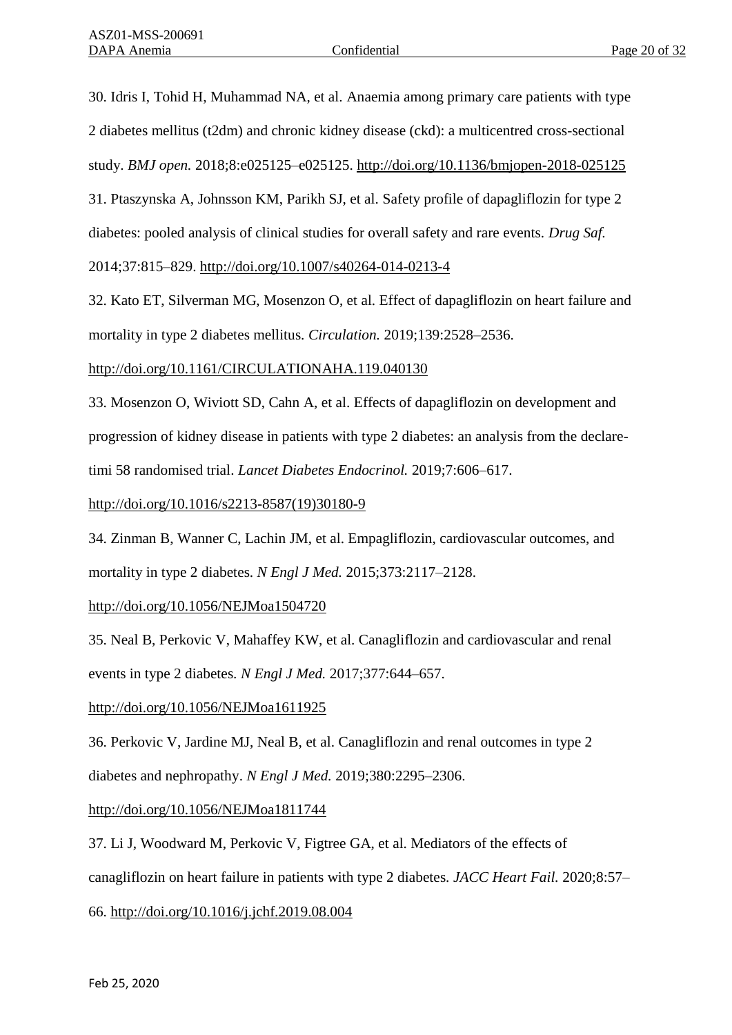30. Idris I, Tohid H, Muhammad NA, et al. Anaemia among primary care patients with type 2 diabetes mellitus (t2dm) and chronic kidney disease (ckd): a multicentred cross-sectional study. *BMJ open.* 2018;8:e025125–e025125. http://doi.org/10.1136/bmjopen-2018-025125

31. Ptaszynska A, Johnsson KM, Parikh SJ, et al. Safety profile of dapagliflozin for type 2 diabetes: pooled analysis of clinical studies for overall safety and rare events. *Drug Saf.* 2014;37:815–829. http://doi.org/10.1007/s40264-014-0213-4

32. Kato ET, Silverman MG, Mosenzon O, et al. Effect of dapagliflozin on heart failure and mortality in type 2 diabetes mellitus. *Circulation.* 2019;139:2528–2536. http://doi.org/10.1161/CIRCULATIONAHA.119.040130

33. Mosenzon O, Wiviott SD, Cahn A, et al. Effects of dapagliflozin on development and progression of kidney disease in patients with type 2 diabetes: an analysis from the declare-timi 58 randomised trial. *Lancet Diabetes Endocrinol.* 2019;7:606–617. http://doi.org/10.1016/s2213-8587(19)30180-9

34. Zinman B, Wanner C, Lachin JM, et al. Empagliflozin, cardiovascular outcomes, and mortality in type 2 diabetes. *N Engl J Med.* 2015;373:2117–2128. http://doi.org/10.1056/NEJMoa1504720

35. Neal B, Perkovic V, Mahaffey KW, et al. Canagliflozin and cardiovascular and renal events in type 2 diabetes. *N Engl J Med.* 2017;377:644–657. http://doi.org/10.1056/NEJMoa1611925

36. Perkovic V, Jardine MJ, Neal B, et al. Canagliflozin and renal outcomes in type 2 diabetes and nephropathy. *N Engl J Med.* 2019;380:2295–2306. http://doi.org/10.1056/NEJMoa1811744

37. Li J, Woodward M, Perkovic V, Figtree GA, et al. Mediators of the effects of canagliflozin on heart failure in patients with type 2 diabetes. *JACC Heart Fail.* 2020;8:57–66. http://doi.org/10.1016/j.jchf.2019.08.004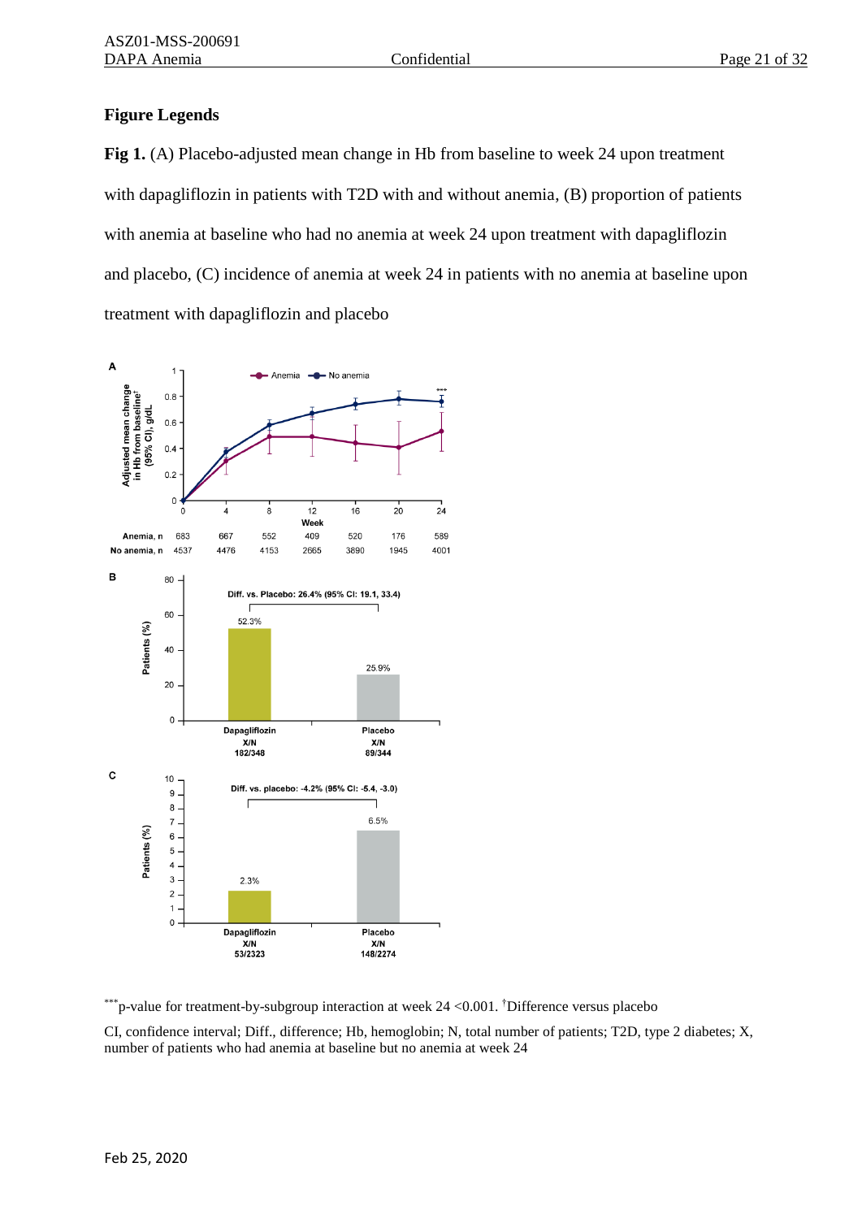## Figure Legends

**Fig 1.** (A) Placebo-adjusted mean change in Hb from baseline to week 24 upon treatment with dapagliflozin in patients with T2D with and without anemia, (B) proportion of patients with anemia at baseline who had no anemia at week 24 upon treatment with dapagliflozin and placebo, (C) incidence of anemia at week 24 in patients with no anemia at baseline upon treatment with dapagliflozin and placebo

A

| Week | 0 | 4 | 8 | 12 | 16 | 20 | 24 |
|---|---|---|---|---|---|---|---|
| Anemia, n | 683 | 667 | 552 | 409 | 520 | 176 | 589 |
| No anemia, n | 4537 | 4476 | 4153 | 2665 | 3690 | 1945 | 4001 |

B

Diff. vs. Placebo: 26.4% (95% CI: 19.1, 33.4)

| | Dapagliflozin | Placebo |
|---|---|---|
| Patients (%) | 52.3% | 25.9% |
| X/N | 182/348 | 89/344 |

C

Diff. vs. placebo: -4.2% (95% CI: -5.4, -3.0)

| | Dapagliflozin | Placebo |
|---|---|---|
| Patients (%) | 2.3% | 6.5% |
| X/N | 53/2323 | 148/2274 |

\*\*\*p-value for treatment-by-subgroup interaction at week 24 <0.001. †Difference versus placebo

CI, confidence interval; Diff., difference; Hb, hemoglobin; N, total number of patients; T2D, type 2 diabetes; X, number of patients who had anemia at baseline but no anemia at week 24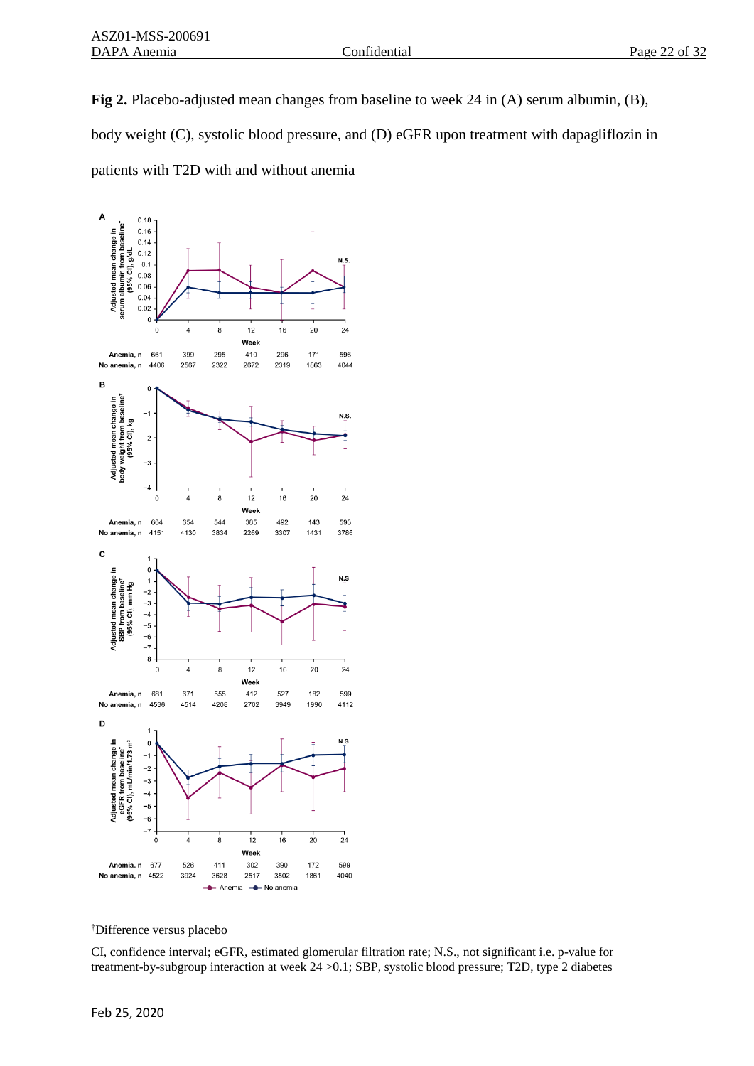**Fig 2.** Placebo-adjusted mean changes from baseline to week 24 in (A) serum albumin, (B), body weight (C), systolic blood pressure, and (D) eGFR upon treatment with dapagliflozin in patients with T2D with and without anemia

| Week | 0 | 4 | 8 | 12 | 16 | 20 | 24 |
|---|---|---|---|---|---|---|---|
| **A** Anemia, n | 661 | 399 | 295 | 410 | 296 | 171 | 596 |
| **A** No anemia, n | 4406 | 2567 | 2322 | 2672 | 2319 | 1863 | 4044 |
| **B** Anemia, n | 664 | 654 | 544 | 385 | 492 | 143 | 593 |
| **B** No anemia, n | 4151 | 4130 | 3834 | 2269 | 3307 | 1431 | 3786 |
| **C** Anemia, n | 681 | 671 | 555 | 412 | 527 | 182 | 599 |
| **C** No anemia, n | 4536 | 4514 | 4208 | 2702 | 3949 | 1990 | 4112 |
| **D** Anemia, n | 677 | 526 | 411 | 302 | 390 | 172 | 599 |
| **D** No anemia, n | 4522 | 3924 | 3628 | 2517 | 3502 | 1861 | 4040 |

†Difference versus placebo

CI, confidence interval; eGFR, estimated glomerular filtration rate; N.S., not significant i.e. p-value for treatment-by-subgroup interaction at week 24 >0.1; SBP, systolic blood pressure; T2D, type 2 diabetes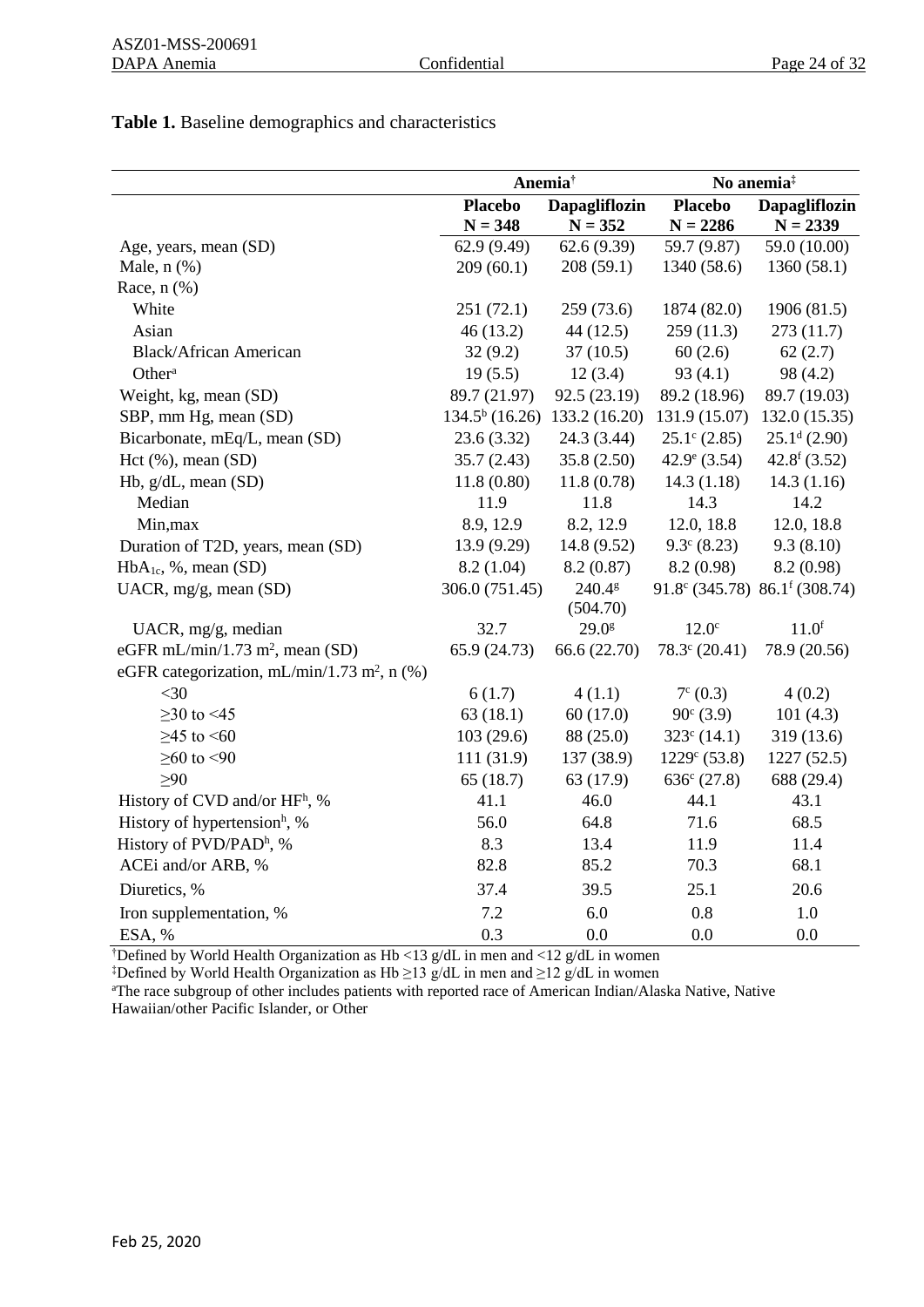**Table 1.** Baseline demographics and characteristics

| | Anemia[†] | | No anemia[‡] | |
|---|---|---|---|---|
| | **Placebo N = 348** | **Dapagliflozin N = 352** | **Placebo N = 2286** | **Dapagliflozin N = 2339** |
| Age, years, mean (SD) | 62.9 (9.49) | 62.6 (9.39) | 59.7 (9.87) | 59.0 (10.00) |
| Male, n (%) | 209 (60.1) | 208 (59.1) | 1340 (58.6) | 1360 (58.1) |
| Race, n (%) | | | | |
| White | 251 (72.1) | 259 (73.6) | 1874 (82.0) | 1906 (81.5) |
| Asian | 46 (13.2) | 44 (12.5) | 259 (11.3) | 273 (11.7) |
| Black/African American | 32 (9.2) | 37 (10.5) | 60 (2.6) | 62 (2.7) |
| Other[a] | 19 (5.5) | 12 (3.4) | 93 (4.1) | 98 (4.2) |
| Weight, kg, mean (SD) | 89.7 (21.97) | 92.5 (23.19) | 89.2 (18.96) | 89.7 (19.03) |
| SBP, mm Hg, mean (SD) | 134.5[b] (16.26) | 133.2 (16.20) | 131.9 (15.07) | 132.0 (15.35) |
| Bicarbonate, mEq/L, mean (SD) | 23.6 (3.32) | 24.3 (3.44) | 25.1[c] (2.85) | 25.1[d] (2.90) |
| Hct (%), mean (SD) | 35.7 (2.43) | 35.8 (2.50) | 42.9[e] (3.54) | 42.8[f] (3.52) |
| Hb, g/dL, mean (SD) | 11.8 (0.80) | 11.8 (0.78) | 14.3 (1.18) | 14.3 (1.16) |
| Median | 11.9 | 11.8 | 14.3 | 14.2 |
| Min,max | 8.9, 12.9 | 8.2, 12.9 | 12.0, 18.8 | 12.0, 18.8 |
| Duration of T2D, years, mean (SD) | 13.9 (9.29) | 14.8 (9.52) | 9.3[c] (8.23) | 9.3 (8.10) |
| $HbA_{1c}$, %, mean (SD) | 8.2 (1.04) | 8.2 (0.87) | 8.2 (0.98) | 8.2 (0.98) |
| UACR, mg/g, mean (SD) | 306.0 (751.45) | 240.4[g] (504.70) | 91.8[c] (345.78) | 86.1[f] (308.74) |
| UACR, mg/g, median | 32.7 | 29.0[g] | 12.0[c] | 11.0[f] |
| eGFR mL/min/1.73 $m^2$, mean (SD) | 65.9 (24.73) | 66.6 (22.70) | 78.3[c] (20.41) | 78.9 (20.56) |
| eGFR categorization, mL/min/1.73 $m^2$, n (%) | | | | |
| <30 | 6 (1.7) | 4 (1.1) | 7[c] (0.3) | 4 (0.2) |
| ≥30 to <45 | 63 (18.1) | 60 (17.0) | 90[c] (3.9) | 101 (4.3) |
| ≥45 to <60 | 103 (29.6) | 88 (25.0) | 323[c] (14.1) | 319 (13.6) |
| ≥60 to <90 | 111 (31.9) | 137 (38.9) | 1229[c] (53.8) | 1227 (52.5) |
| ≥90 | 65 (18.7) | 63 (17.9) | 636[c] (27.8) | 688 (29.4) |
| History of CVD and/or HF[h], % | 41.1 | 46.0 | 44.1 | 43.1 |
| History of hypertension[h], % | 56.0 | 64.8 | 71.6 | 68.5 |
| History of PVD/PAD[h], % | 8.3 | 13.4 | 11.9 | 11.4 |
| ACEi and/or ARB, % | 82.8 | 85.2 | 70.3 | 68.1 |
| Diuretics, % | 37.4 | 39.5 | 25.1 | 20.6 |
| Iron supplementation, % | 7.2 | 6.0 | 0.8 | 1.0 |
| ESA, % | 0.3 | 0.0 | 0.0 | 0.0 |

[†]Defined by World Health Organization as Hb <13 g/dL in men and <12 g/dL in women

[‡]Defined by World Health Organization as Hb ≥13 g/dL in men and ≥12 g/dL in women

[a]The race subgroup of other includes patients with reported race of American Indian/Alaska Native, Native Hawaiian/other Pacific Islander, or Other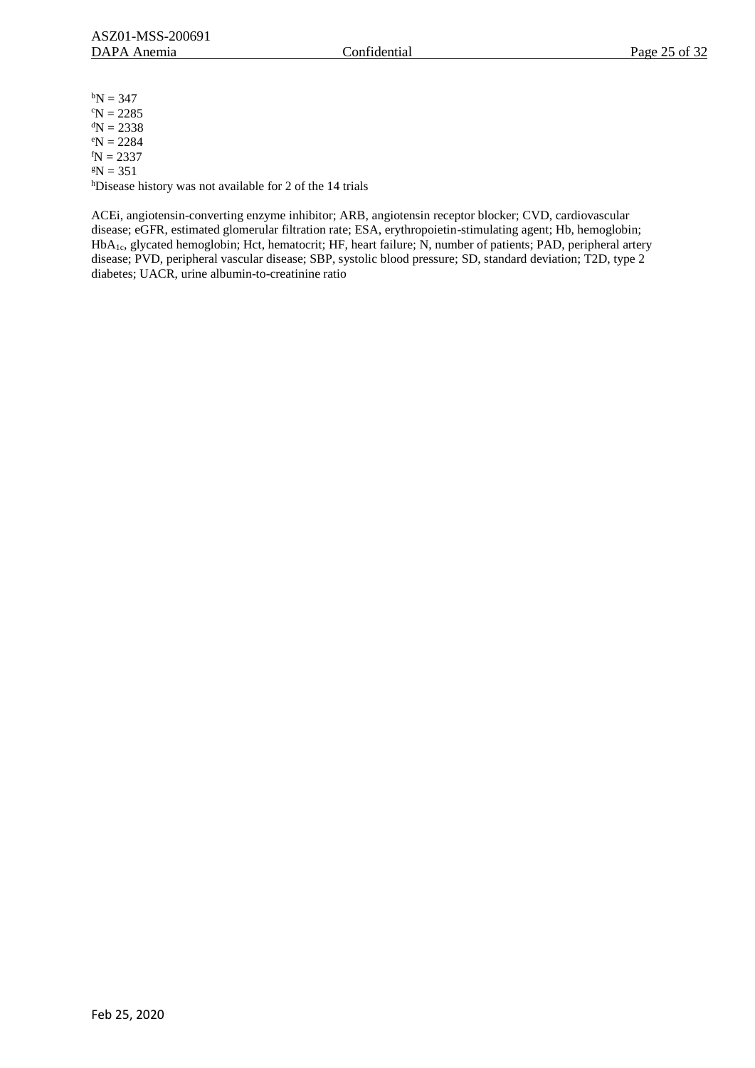[b]N = 347  
[c]N = 2285  
[d]N = 2338  
[e]N = 2284  
[f]N = 2337  
[g]N = 351  
[h]Disease history was not available for 2 of the 14 trials

ACEi, angiotensin-converting enzyme inhibitor; ARB, angiotensin receptor blocker; CVD, cardiovascular disease; eGFR, estimated glomerular filtration rate; ESA, erythropoietin-stimulating agent; Hb, hemoglobin; $HbA_{1c}$, glycated hemoglobin; Hct, hematocrit; HF, heart failure; N, number of patients; PAD, peripheral artery disease; PVD, peripheral vascular disease; SBP, systolic blood pressure; SD, standard deviation; T2D, type 2 diabetes; UACR, urine albumin-to-creatinine ratio

Feb 25, 2020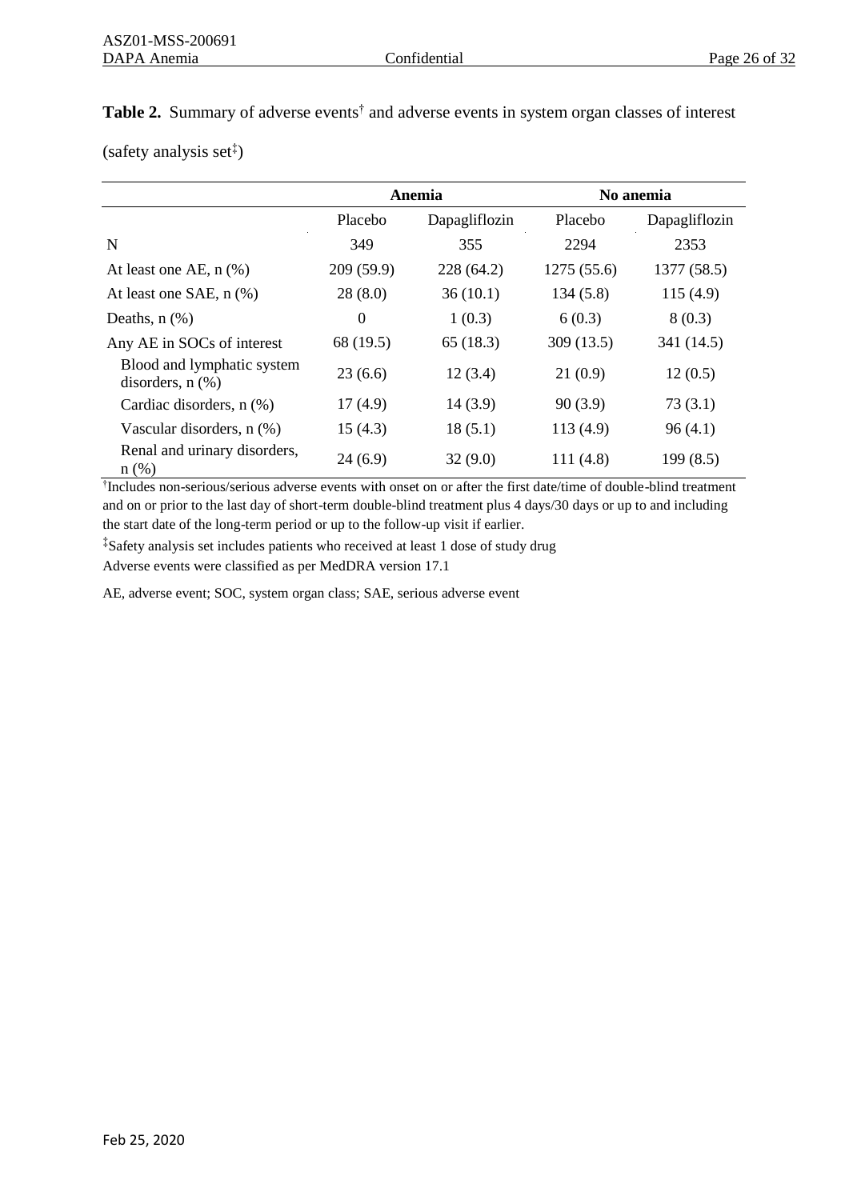**Table 2.** Summary of adverse events† and adverse events in system organ classes of interest (safety analysis set‡)

| | Anemia | | No anemia | |
|---|---|---|---|---|
| | Placebo | Dapagliflozin | Placebo | Dapagliflozin |
| N | 349 | 355 | 2294 | 2353 |
| At least one AE, n (%) | 209 (59.9) | 228 (64.2) | 1275 (55.6) | 1377 (58.5) |
| At least one SAE, n (%) | 28 (8.0) | 36 (10.1) | 134 (5.8) | 115 (4.9) |
| Deaths, n (%) | 0 | 1 (0.3) | 6 (0.3) | 8 (0.3) |
| Any AE in SOCs of interest | 68 (19.5) | 65 (18.3) | 309 (13.5) | 341 (14.5) |
| Blood and lymphatic system disorders, n (%) | 23 (6.6) | 12 (3.4) | 21 (0.9) | 12 (0.5) |
| Cardiac disorders, n (%) | 17 (4.9) | 14 (3.9) | 90 (3.9) | 73 (3.1) |
| Vascular disorders, n (%) | 15 (4.3) | 18 (5.1) | 113 (4.9) | 96 (4.1) |
| Renal and urinary disorders, n (%) | 24 (6.9) | 32 (9.0) | 111 (4.8) | 199 (8.5) |

†Includes non-serious/serious adverse events with onset on or after the first date/time of double-blind treatment and on or prior to the last day of short-term double-blind treatment plus 4 days/30 days or up to and including the start date of the long-term period or up to the follow-up visit if earlier.

‡Safety analysis set includes patients who received at least 1 dose of study drug

Adverse events were classified as per MedDRA version 17.1

AE, adverse event; SOC, system organ class; SAE, serious adverse event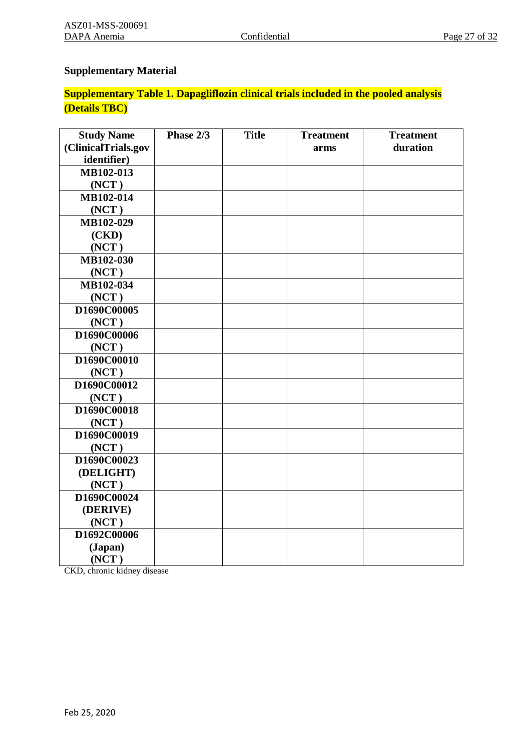## Supplementary Material

**Supplementary Table 1. Dapagliflozin clinical trials included in the pooled analysis (Details TBC)**

| Study Name (ClinicalTrials.gov identifier) | Phase 2/3 | Title | Treatment arms | Treatment duration |
|---|---|---|---|---|
| **MB102-013 (NCT )** | | | | |
| **MB102-014 (NCT )** | | | | |
| **MB102-029 (CKD) (NCT )** | | | | |
| **MB102-030 (NCT )** | | | | |
| **MB102-034 (NCT )** | | | | |
| **D1690C00005 (NCT )** | | | | |
| **D1690C00006 (NCT )** | | | | |
| **D1690C00010 (NCT )** | | | | |
| **D1690C00012 (NCT )** | | | | |
| **D1690C00018 (NCT )** | | | | |
| **D1690C00019 (NCT )** | | | | |
| **D1690C00023 (DELIGHT) (NCT )** | | | | |
| **D1690C00024 (DERIVE) (NCT )** | | | | |
| **D1692C00006 (Japan) (NCT )** | | | | |

CKD, chronic kidney disease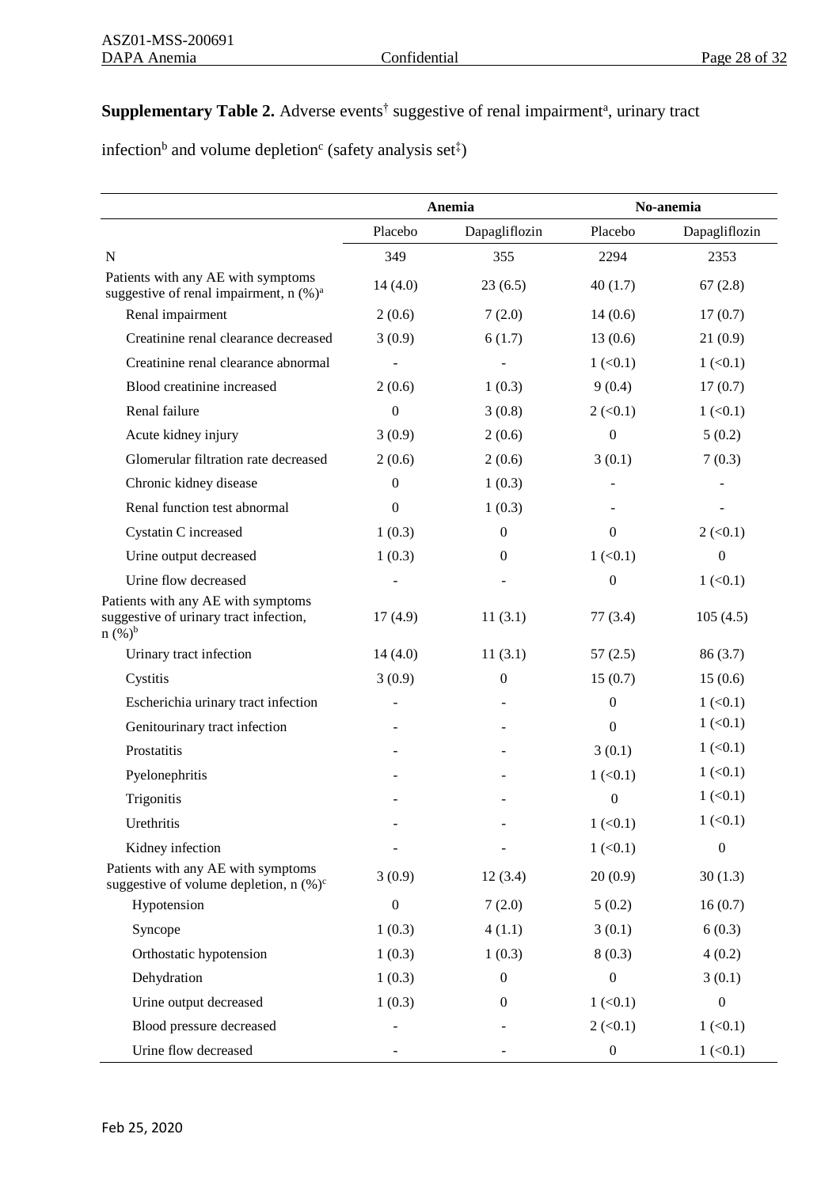**Supplementary Table 2.** Adverse events[†] suggestive of renal impairment[a], urinary tract infection[b] and volume depletion[c] (safety analysis set[‡])

| | Anemia | | No-anemia | |
|---|---|---|---|---|
| | Placebo | Dapagliflozin | Placebo | Dapagliflozin |
| N | 349 | 355 | 2294 | 2353 |
| Patients with any AE with symptoms suggestive of renal impairment, n (%)[a] | 14 (4.0) | 23 (6.5) | 40 (1.7) | 67 (2.8) |
| Renal impairment | 2 (0.6) | 7 (2.0) | 14 (0.6) | 17 (0.7) |
| Creatinine renal clearance decreased | 3 (0.9) | 6 (1.7) | 13 (0.6) | 21 (0.9) |
| Creatinine renal clearance abnormal | - | - | 1 (<0.1) | 1 (<0.1) |
| Blood creatinine increased | 2 (0.6) | 1 (0.3) | 9 (0.4) | 17 (0.7) |
| Renal failure | 0 | 3 (0.8) | 2 (<0.1) | 1 (<0.1) |
| Acute kidney injury | 3 (0.9) | 2 (0.6) | 0 | 5 (0.2) |
| Glomerular filtration rate decreased | 2 (0.6) | 2 (0.6) | 3 (0.1) | 7 (0.3) |
| Chronic kidney disease | 0 | 1 (0.3) | - | - |
| Renal function test abnormal | 0 | 1 (0.3) | - | - |
| Cystatin C increased | 1 (0.3) | 0 | 0 | 2 (<0.1) |
| Urine output decreased | 1 (0.3) | 0 | 1 (<0.1) | 0 |
| Urine flow decreased | - | - | 0 | 1 (<0.1) |
| Patients with any AE with symptoms suggestive of urinary tract infection, n (%)[b] | 17 (4.9) | 11 (3.1) | 77 (3.4) | 105 (4.5) |
| Urinary tract infection | 14 (4.0) | 11 (3.1) | 57 (2.5) | 86 (3.7) |
| Cystitis | 3 (0.9) | 0 | 15 (0.7) | 15 (0.6) |
| Escherichia urinary tract infection | - | - | 0 | 1 (<0.1) |
| Genitourinary tract infection | - | - | 0 | 1 (<0.1) |
| Prostatitis | - | - | 3 (0.1) | 1 (<0.1) |
| Pyelonephritis | - | - | 1 (<0.1) | 1 (<0.1) |
| Trigonitis | - | - | 0 | 1 (<0.1) |
| Urethritis | - | - | 1 (<0.1) | 1 (<0.1) |
| Kidney infection | - | - | 1 (<0.1) | 0 |
| Patients with any AE with symptoms suggestive of volume depletion, n (%)[c] | 3 (0.9) | 12 (3.4) | 20 (0.9) | 30 (1.3) |
| Hypotension | 0 | 7 (2.0) | 5 (0.2) | 16 (0.7) |
| Syncope | 1 (0.3) | 4 (1.1) | 3 (0.1) | 6 (0.3) |
| Orthostatic hypotension | 1 (0.3) | 1 (0.3) | 8 (0.3) | 4 (0.2) |
| Dehydration | 1 (0.3) | 0 | 0 | 3 (0.1) |
| Urine output decreased | 1 (0.3) | 0 | 1 (<0.1) | 0 |
| Blood pressure decreased | - | - | 2 (<0.1) | 1 (<0.1) |
| Urine flow decreased | - | - | 0 | 1 (<0.1) |

Feb 25, 2020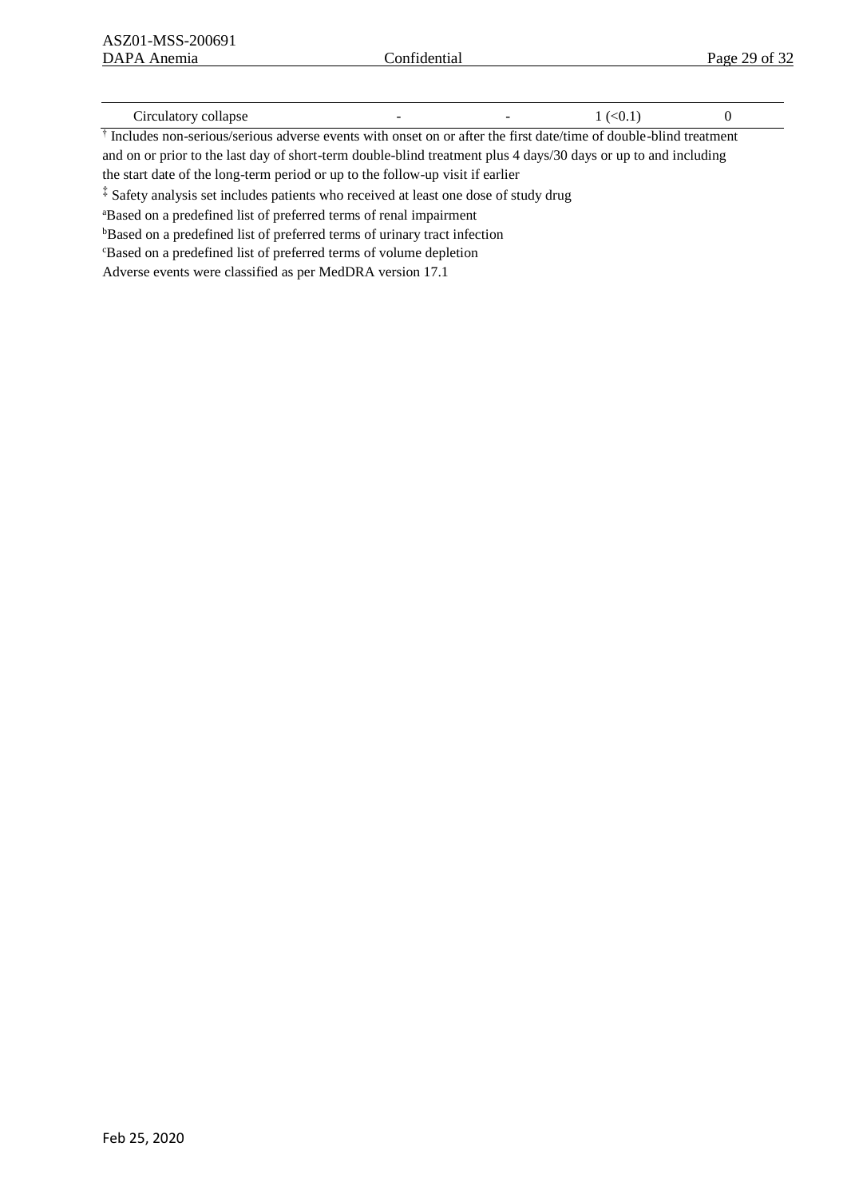| | | | | |
|---|---|---|---|---|
| Circulatory collapse | - | - | 1 (<0.1) | 0 |

[†] Includes non-serious/serious adverse events with onset on or after the first date/time of double-blind treatment and on or prior to the last day of short-term double-blind treatment plus 4 days/30 days or up to and including the start date of the long-term period or up to the follow-up visit if earlier

[‡] Safety analysis set includes patients who received at least one dose of study drug

[a]Based on a predefined list of preferred terms of renal impairment

[b]Based on a predefined list of preferred terms of urinary tract infection

[c]Based on a predefined list of preferred terms of volume depletion

Adverse events were classified as per MedDRA version 17.1

Feb 25, 2020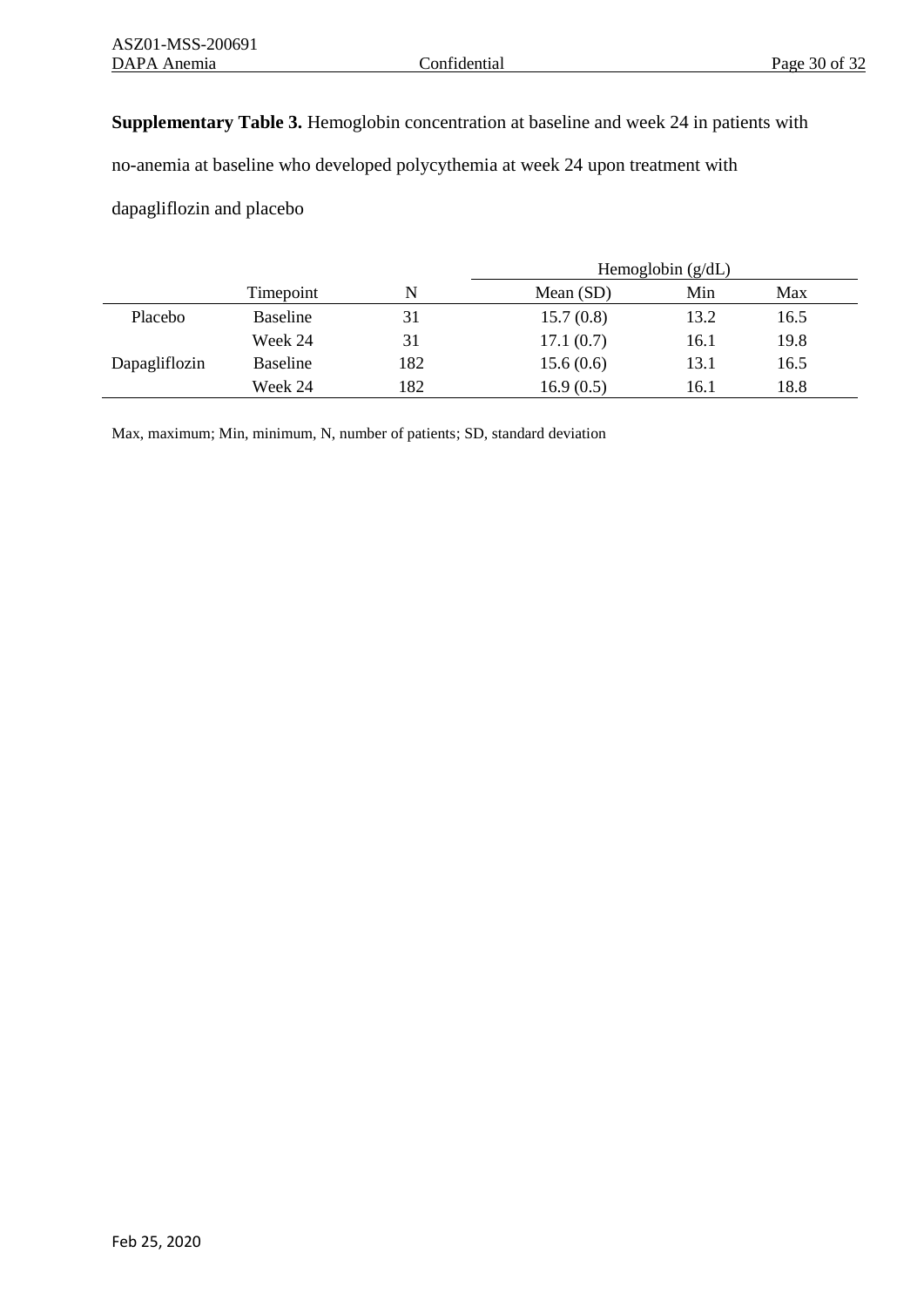**Supplementary Table 3.** Hemoglobin concentration at baseline and week 24 in patients with no-anemia at baseline who developed polycythemia at week 24 upon treatment with dapagliflozin and placebo

| | | | Hemoglobin (g/dL) | | |
|---|---|---|---|---|---|
| | Timepoint | N | Mean (SD) | Min | Max |
| Placebo | Baseline | 31 | 15.7 (0.8) | 13.2 | 16.5 |
| | Week 24 | 31 | 17.1 (0.7) | 16.1 | 19.8 |
| Dapagliflozin | Baseline | 182 | 15.6 (0.6) | 13.1 | 16.5 |
| | Week 24 | 182 | 16.9 (0.5) | 16.1 | 18.8 |

Max, maximum; Min, minimum, N, number of patients; SD, standard deviation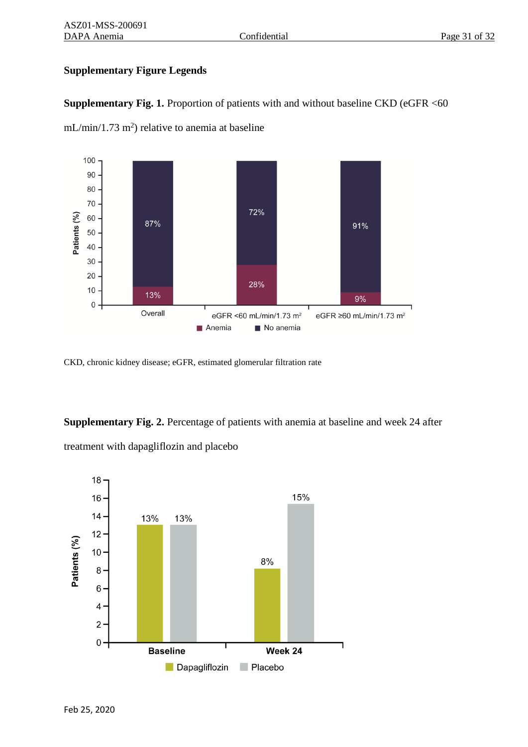## Supplementary Figure Legends

**Supplementary Fig. 1.** Proportion of patients with and without baseline CKD (eGFR <60 mL/min/1.73 m$^2$) relative to anemia at baseline

CKD, chronic kidney disease; eGFR, estimated glomerular filtration rate

**Supplementary Fig. 2.** Percentage of patients with anemia at baseline and week 24 after treatment with dapagliflozin and placebo

Feb 25, 2020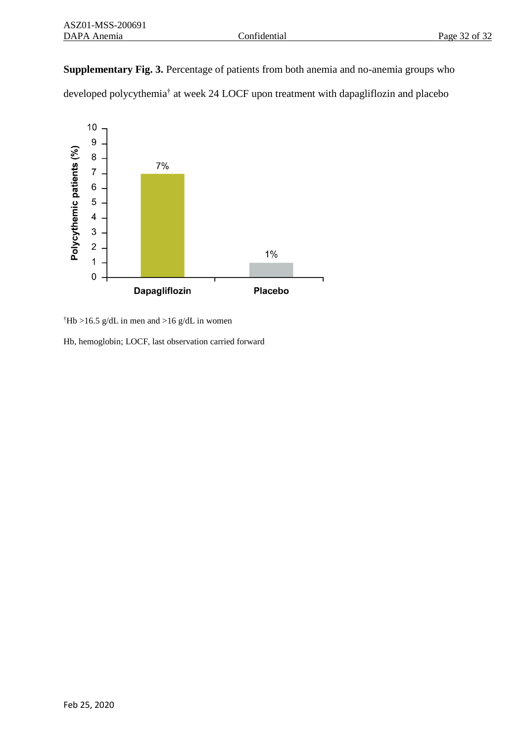**Supplementary Fig. 3.** Percentage of patients from both anemia and no-anemia groups who developed polycythemia[†] at week 24 LOCF upon treatment with dapagliflozin and placebo

Polycythemic patients (%)

10
9
8
7
6
5
4
3
2
1
0

7%

1%

Dapagliflozin

Placebo

[†]Hb >16.5 g/dL in men and >16 g/dL in women

Hb, hemoglobin; LOCF, last observation carried forward

Feb 25, 2020